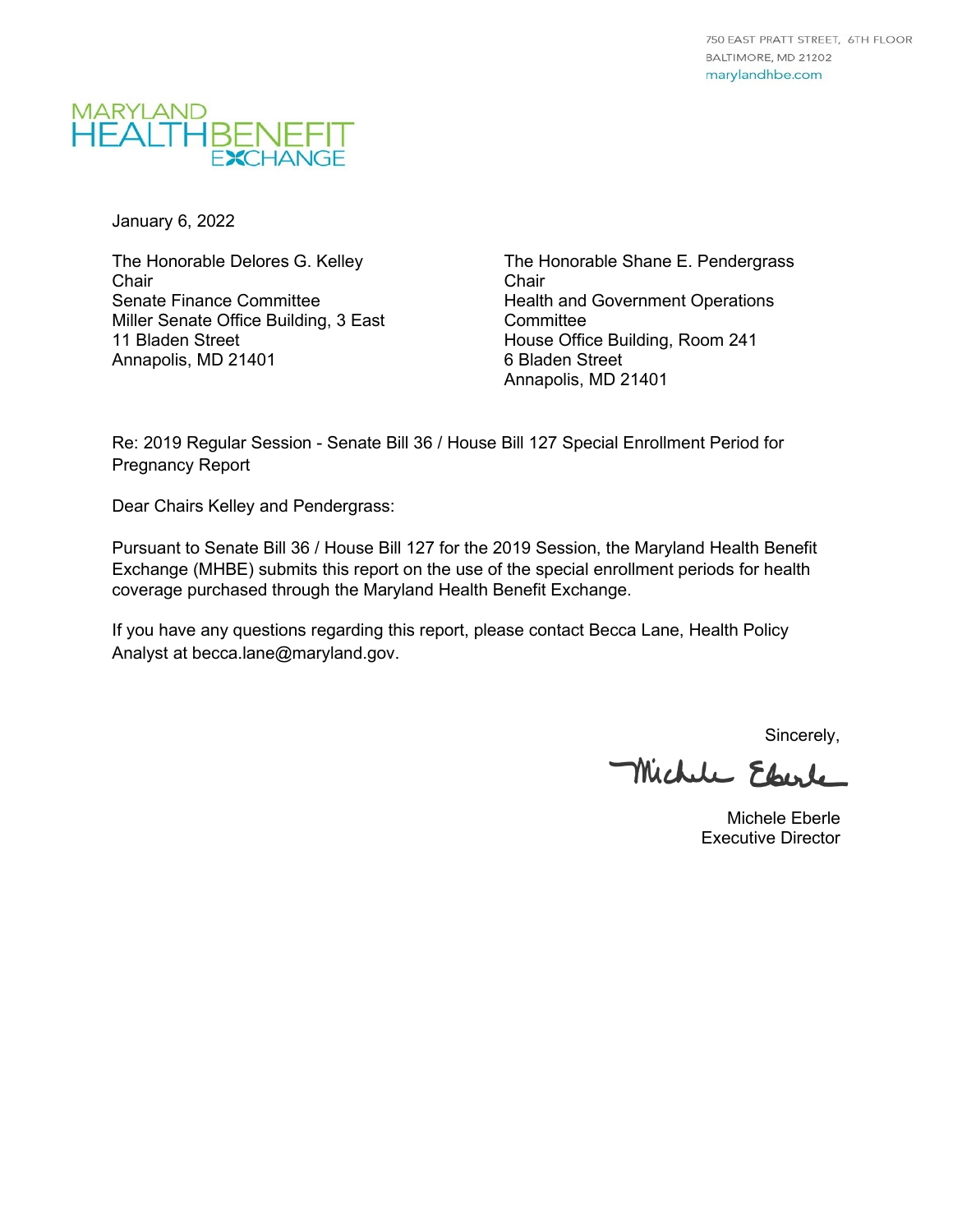750 EAST PRATT STREET, 6TH FLOOR
BALTIMORE, MD 21202
marylandhbe.com

MARYLAND HEALTH BENEFIT EXCHANGE

January 6, 2022

The Honorable Delores G. Kelley
Chair
Senate Finance Committee
Miller Senate Office Building, 3 East
11 Bladen Street
Annapolis, MD 21401

The Honorable Shane E. Pendergrass
Chair
Health and Government Operations Committee
House Office Building, Room 241
6 Bladen Street
Annapolis, MD 21401

Re: 2019 Regular Session - Senate Bill 36 / House Bill 127 Special Enrollment Period for Pregnancy Report

Dear Chairs Kelley and Pendergrass:

Pursuant to Senate Bill 36 / House Bill 127 for the 2019 Session, the Maryland Health Benefit Exchange (MHBE) submits this report on the use of the special enrollment periods for health coverage purchased through the Maryland Health Benefit Exchange.

If you have any questions regarding this report, please contact Becca Lane, Health Policy Analyst at becca.lane@maryland.gov.

Sincerely,

Michele Eberle
Executive Director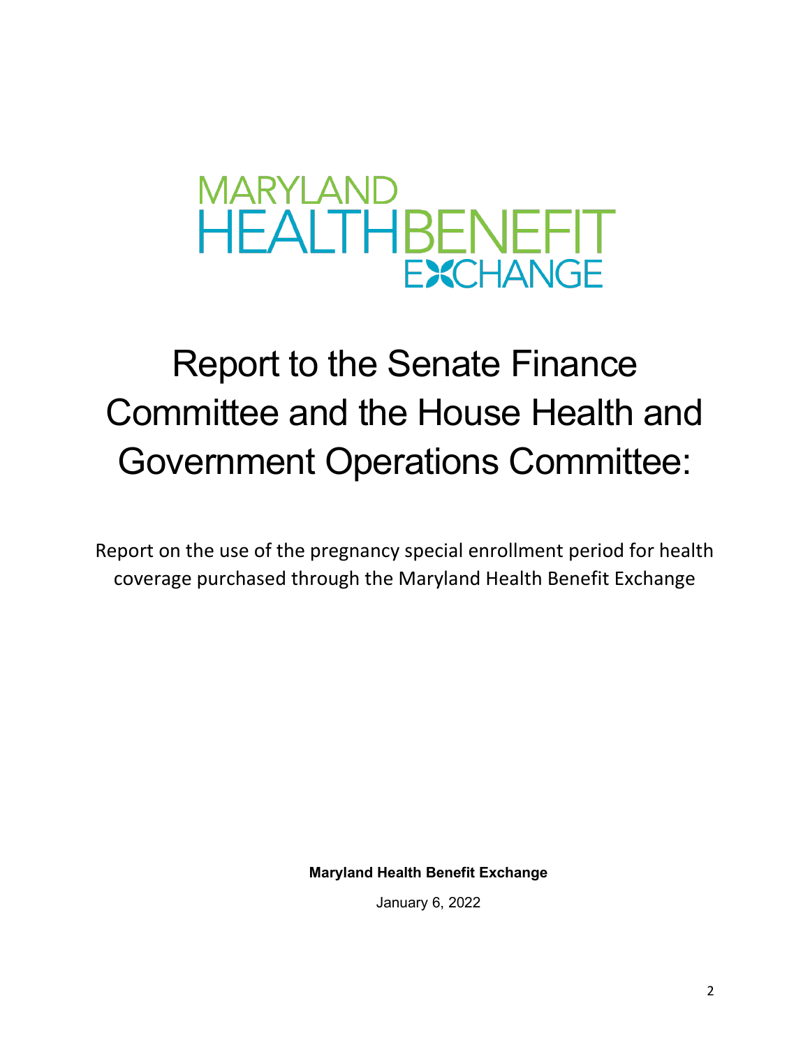MARYLAND HEALTHBENEFIT EXCHANGE

# Report to the Senate Finance Committee and the House Health and Government Operations Committee:

Report on the use of the pregnancy special enrollment period for health coverage purchased through the Maryland Health Benefit Exchange

**Maryland Health Benefit Exchange**

January 6, 2022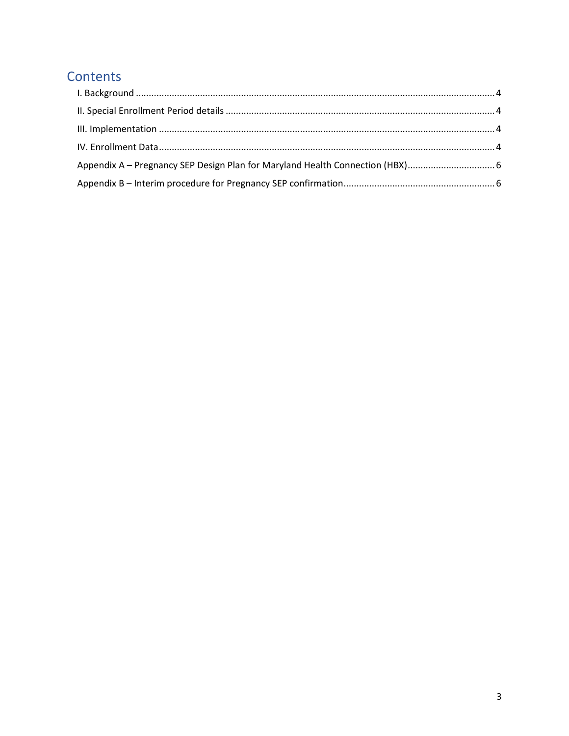# Contents

I. Background ........................................................................................................................................ 4

II. Special Enrollment Period details ........................................................................................................ 4

III. Implementation ................................................................................................................................. 4

IV. Enrollment Data .................................................................................................................................. 4

Appendix A – Pregnancy SEP Design Plan for Maryland Health Connection (HBX) .................................. 6

Appendix B – Interim procedure for Pregnancy SEP confirmation........................................................... 6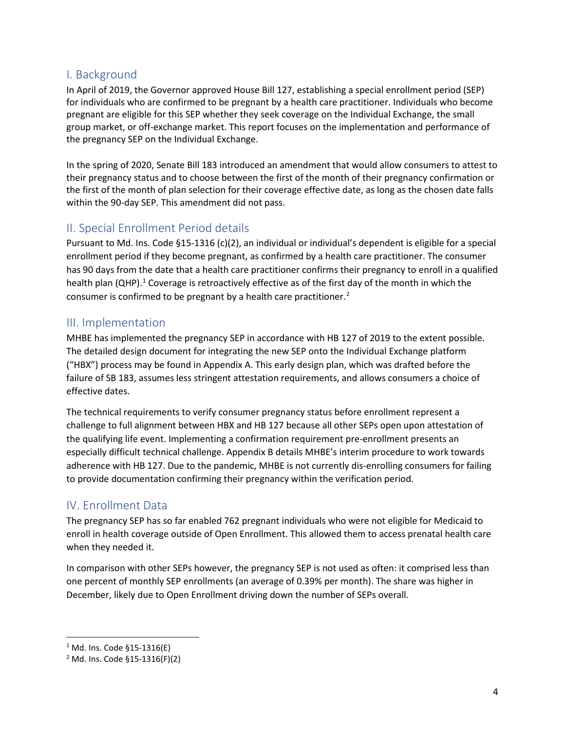## I. Background

In April of 2019, the Governor approved House Bill 127, establishing a special enrollment period (SEP) for individuals who are confirmed to be pregnant by a health care practitioner. Individuals who become pregnant are eligible for this SEP whether they seek coverage on the Individual Exchange, the small group market, or off-exchange market. This report focuses on the implementation and performance of the pregnancy SEP on the Individual Exchange.

In the spring of 2020, Senate Bill 183 introduced an amendment that would allow consumers to attest to their pregnancy status and to choose between the first of the month of their pregnancy confirmation or the first of the month of plan selection for their coverage effective date, as long as the chosen date falls within the 90-day SEP. This amendment did not pass.

## II. Special Enrollment Period details

Pursuant to Md. Ins. Code §15-1316 (c)(2), an individual or individual's dependent is eligible for a special enrollment period if they become pregnant, as confirmed by a health care practitioner. The consumer has 90 days from the date that a health care practitioner confirms their pregnancy to enroll in a qualified health plan (QHP).[1] Coverage is retroactively effective as of the first day of the month in which the consumer is confirmed to be pregnant by a health care practitioner.[2]

## III. Implementation

MHBE has implemented the pregnancy SEP in accordance with HB 127 of 2019 to the extent possible. The detailed design document for integrating the new SEP onto the Individual Exchange platform ("HBX") process may be found in Appendix A. This early design plan, which was drafted before the failure of SB 183, assumes less stringent attestation requirements, and allows consumers a choice of effective dates.

The technical requirements to verify consumer pregnancy status before enrollment represent a challenge to full alignment between HBX and HB 127 because all other SEPs open upon attestation of the qualifying life event. Implementing a confirmation requirement pre-enrollment presents an especially difficult technical challenge. Appendix B details MHBE's interim procedure to work towards adherence with HB 127. Due to the pandemic, MHBE is not currently dis-enrolling consumers for failing to provide documentation confirming their pregnancy within the verification period.

## IV. Enrollment Data

The pregnancy SEP has so far enabled 762 pregnant individuals who were not eligible for Medicaid to enroll in health coverage outside of Open Enrollment. This allowed them to access prenatal health care when they needed it.

In comparison with other SEPs however, the pregnancy SEP is not used as often: it comprised less than one percent of monthly SEP enrollments (an average of 0.39% per month). The share was higher in December, likely due to Open Enrollment driving down the number of SEPs overall.

---

[1] Md. Ins. Code §15-1316(E)

[2] Md. Ins. Code §15-1316(F)(2)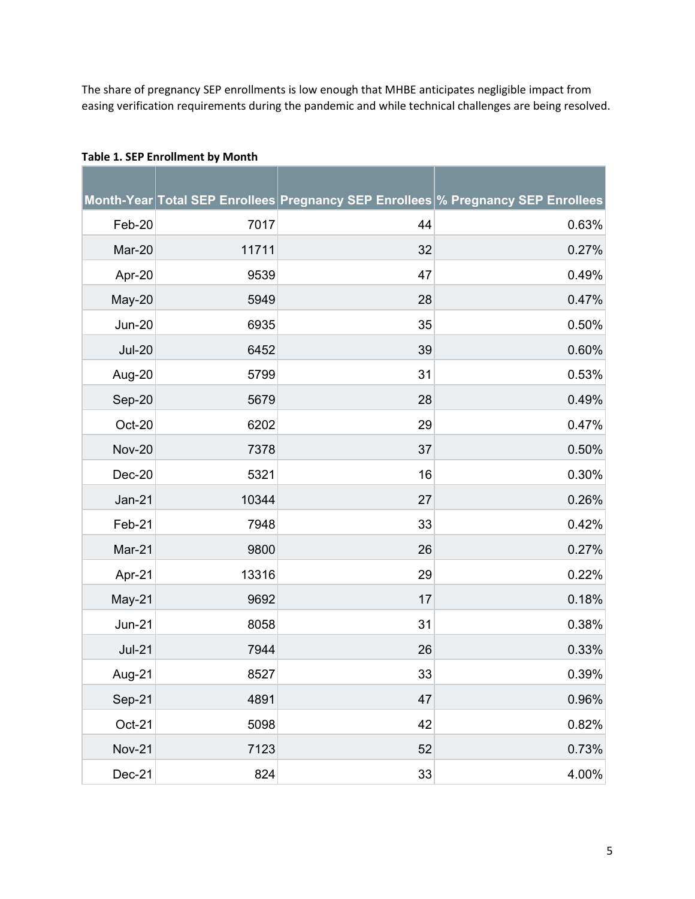The share of pregnancy SEP enrollments is low enough that MHBE anticipates negligible impact from easing verification requirements during the pandemic and while technical challenges are being resolved.

**Table 1. SEP Enrollment by Month**

| Month-Year | Total SEP Enrollees | Pregnancy SEP Enrollees | % Pregnancy SEP Enrollees |
|---:|---:|---:|---:|
| Feb-20 | 7017 | 44 | 0.63% |
| Mar-20 | 11711 | 32 | 0.27% |
| Apr-20 | 9539 | 47 | 0.49% |
| May-20 | 5949 | 28 | 0.47% |
| Jun-20 | 6935 | 35 | 0.50% |
| Jul-20 | 6452 | 39 | 0.60% |
| Aug-20 | 5799 | 31 | 0.53% |
| Sep-20 | 5679 | 28 | 0.49% |
| Oct-20 | 6202 | 29 | 0.47% |
| Nov-20 | 7378 | 37 | 0.50% |
| Dec-20 | 5321 | 16 | 0.30% |
| Jan-21 | 10344 | 27 | 0.26% |
| Feb-21 | 7948 | 33 | 0.42% |
| Mar-21 | 9800 | 26 | 0.27% |
| Apr-21 | 13316 | 29 | 0.22% |
| May-21 | 9692 | 17 | 0.18% |
| Jun-21 | 8058 | 31 | 0.38% |
| Jul-21 | 7944 | 26 | 0.33% |
| Aug-21 | 8527 | 33 | 0.39% |
| Sep-21 | 4891 | 47 | 0.96% |
| Oct-21 | 5098 | 42 | 0.82% |
| Nov-21 | 7123 | 52 | 0.73% |
| Dec-21 | 824 | 33 | 4.00% |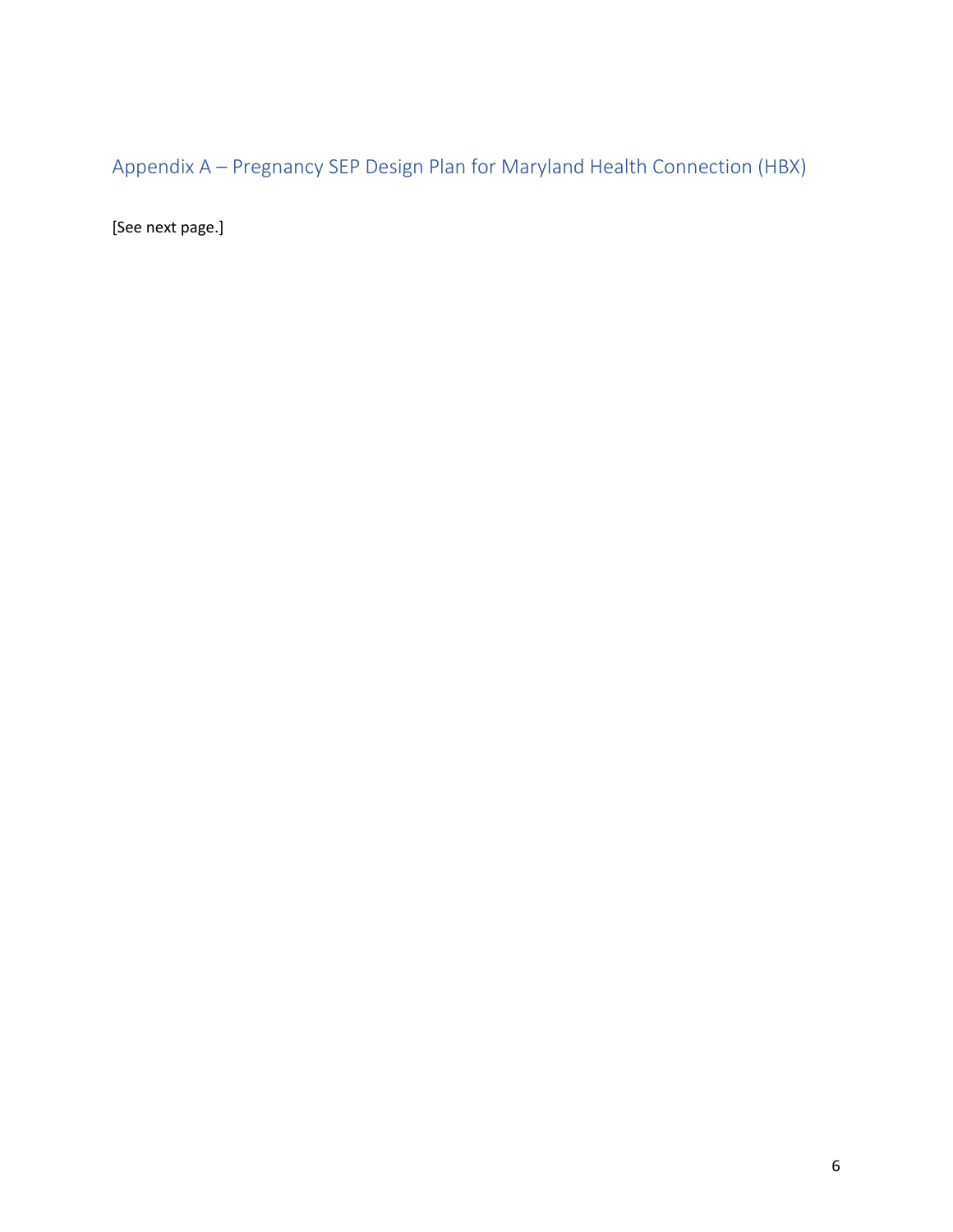## Appendix A – Pregnancy SEP Design Plan for Maryland Health Connection (HBX)

[See next page.]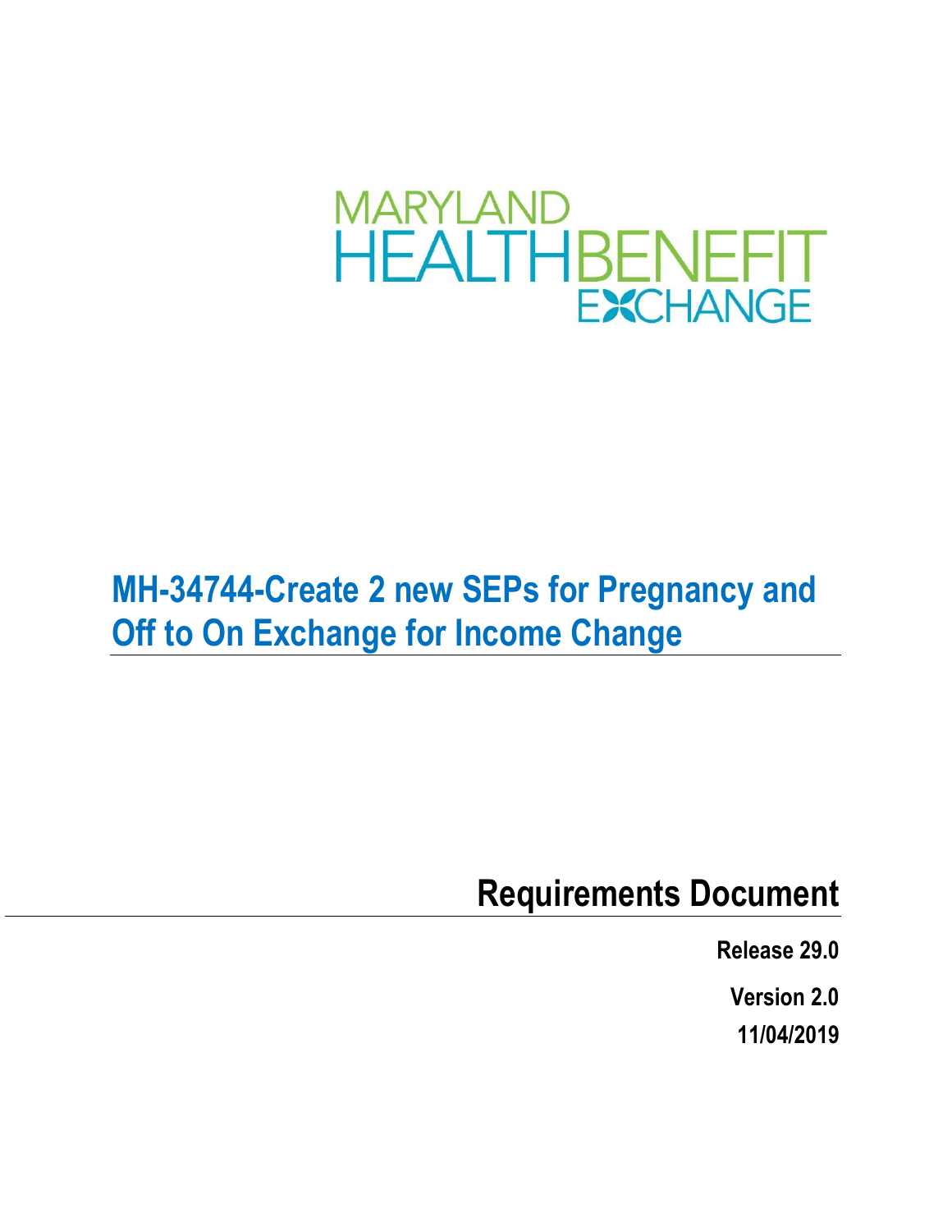MARYLAND
HEALTHBENEFIT
EXCHANGE

# MH-34744-Create 2 new SEPs for Pregnancy and Off to On Exchange for Income Change

## Requirements Document

**Release 29.0**

**Version 2.0**

**11/04/2019**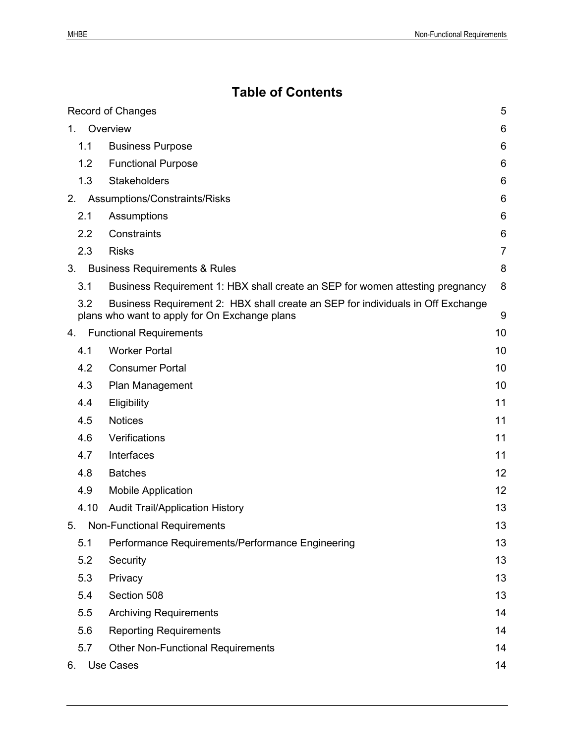# Table of Contents

| | |
|---|---|
| Record of Changes | 5 |
| 1. Overview | 6 |
| 1.1 Business Purpose | 6 |
| 1.2 Functional Purpose | 6 |
| 1.3 Stakeholders | 6 |
| 2. Assumptions/Constraints/Risks | 6 |
| 2.1 Assumptions | 6 |
| 2.2 Constraints | 6 |
| 2.3 Risks | 7 |
| 3. Business Requirements & Rules | 8 |
| 3.1 Business Requirement 1: HBX shall create an SEP for women attesting pregnancy | 8 |
| 3.2 Business Requirement 2: HBX shall create an SEP for individuals in Off Exchange plans who want to apply for On Exchange plans | 9 |
| 4. Functional Requirements | 10 |
| 4.1 Worker Portal | 10 |
| 4.2 Consumer Portal | 10 |
| 4.3 Plan Management | 10 |
| 4.4 Eligibility | 11 |
| 4.5 Notices | 11 |
| 4.6 Verifications | 11 |
| 4.7 Interfaces | 11 |
| 4.8 Batches | 12 |
| 4.9 Mobile Application | 12 |
| 4.10 Audit Trail/Application History | 13 |
| 5. Non-Functional Requirements | 13 |
| 5.1 Performance Requirements/Performance Engineering | 13 |
| 5.2 Security | 13 |
| 5.3 Privacy | 13 |
| 5.4 Section 508 | 13 |
| 5.5 Archiving Requirements | 14 |
| 5.6 Reporting Requirements | 14 |
| 5.7 Other Non-Functional Requirements | 14 |
| 6. Use Cases | 14 |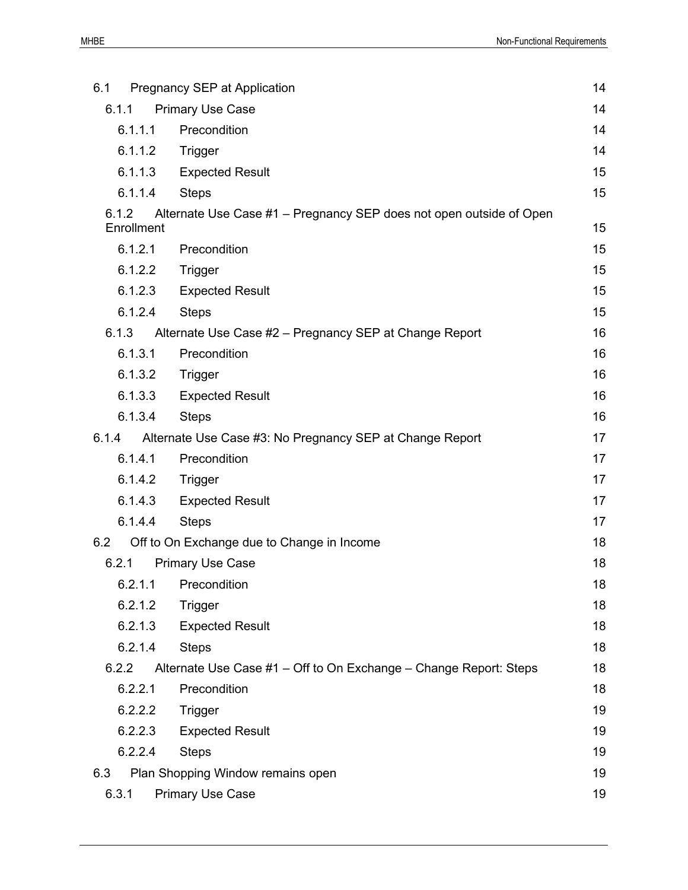6.1 Pregnancy SEP at Application 14
- 6.1.1 Primary Use Case 14
  - 6.1.1.1 Precondition 14
  - 6.1.1.2 Trigger 14
  - 6.1.1.3 Expected Result 15
  - 6.1.1.4 Steps 15
- 6.1.2 Alternate Use Case #1 – Pregnancy SEP does not open outside of Open Enrollment 15
  - 6.1.2.1 Precondition 15
  - 6.1.2.2 Trigger 15
  - 6.1.2.3 Expected Result 15
  - 6.1.2.4 Steps 15
- 6.1.3 Alternate Use Case #2 – Pregnancy SEP at Change Report 16
  - 6.1.3.1 Precondition 16
  - 6.1.3.2 Trigger 16
  - 6.1.3.3 Expected Result 16
  - 6.1.3.4 Steps 16

6.1.4 Alternate Use Case #3: No Pregnancy SEP at Change Report 17
  - 6.1.4.1 Precondition 17
  - 6.1.4.2 Trigger 17
  - 6.1.4.3 Expected Result 17
  - 6.1.4.4 Steps 17

6.2 Off to On Exchange due to Change in Income 18
- 6.2.1 Primary Use Case 18
  - 6.2.1.1 Precondition 18
  - 6.2.1.2 Trigger 18
  - 6.2.1.3 Expected Result 18
  - 6.2.1.4 Steps 18
- 6.2.2 Alternate Use Case #1 – Off to On Exchange – Change Report: Steps 18
  - 6.2.2.1 Precondition 18
  - 6.2.2.2 Trigger 19
  - 6.2.2.3 Expected Result 19
  - 6.2.2.4 Steps 19

6.3 Plan Shopping Window remains open 19
- 6.3.1 Primary Use Case 19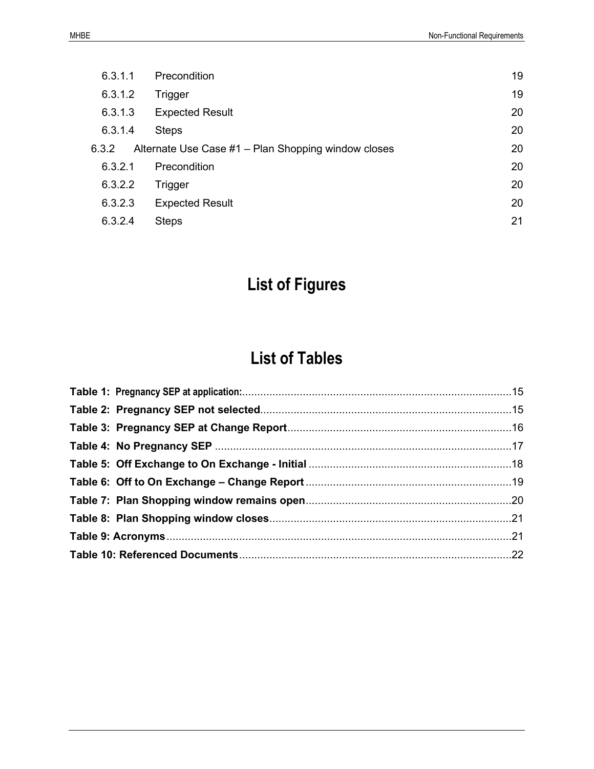6.3.1.1 Precondition 19

6.3.1.2 Trigger 19

6.3.1.3 Expected Result 20

6.3.1.4 Steps 20

6.3.2 Alternate Use Case #1 – Plan Shopping window closes 20

6.3.2.1 Precondition 20

6.3.2.2 Trigger 20

6.3.2.3 Expected Result 20

6.3.2.4 Steps 21

# List of Figures

# List of Tables

**Table 1: Pregnancy SEP at application:**..........15

**Table 2: Pregnancy SEP not selected**..........15

**Table 3: Pregnancy SEP at Change Report**..........16

**Table 4: No Pregnancy SEP**..........17

**Table 5: Off Exchange to On Exchange - Initial**..........18

**Table 6: Off to On Exchange – Change Report**..........19

**Table 7: Plan Shopping window remains open**..........20

**Table 8: Plan Shopping window closes**..........21

**Table 9: Acronyms**..........21

**Table 10: Referenced Documents**..........22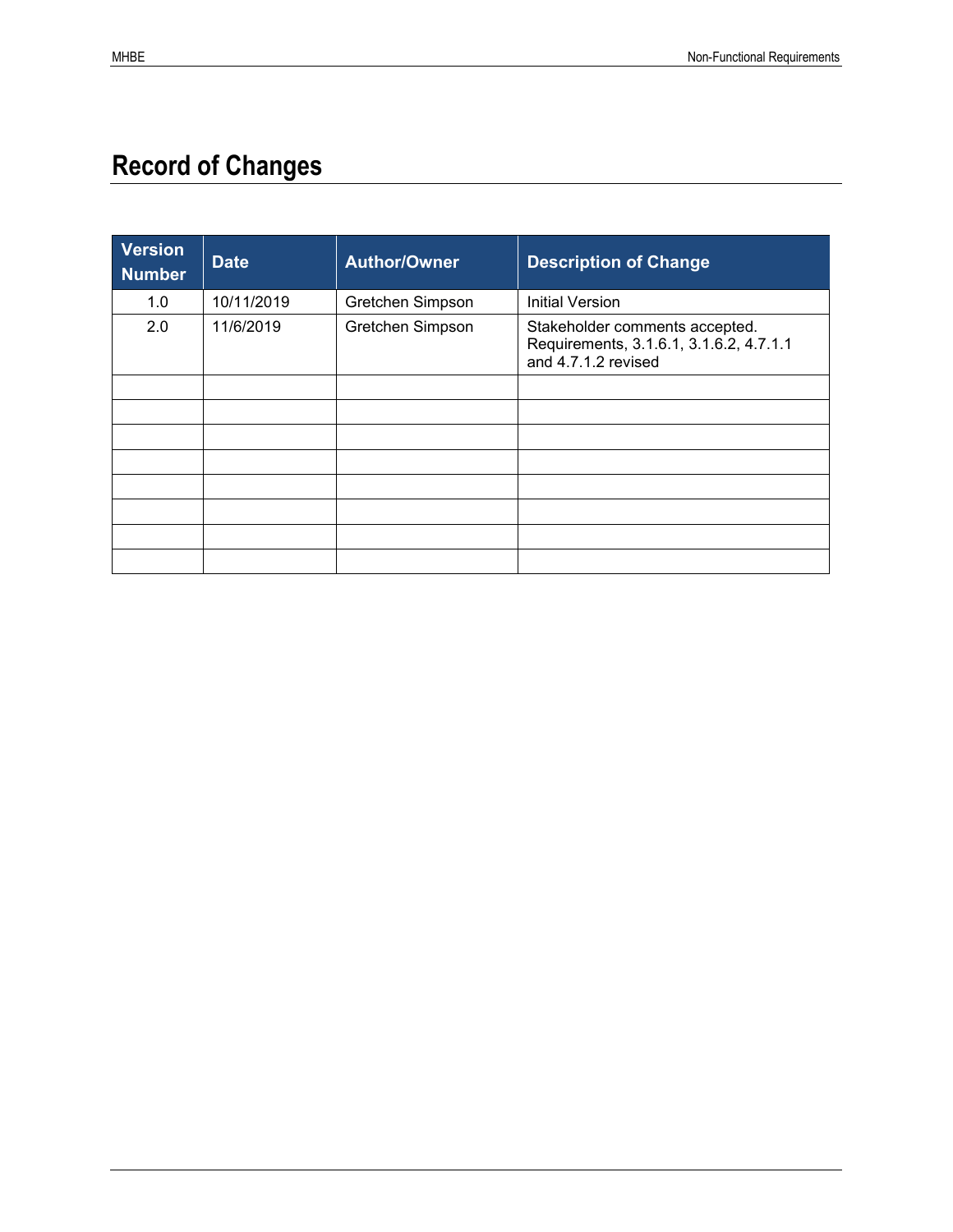# Record of Changes

| Version Number | Date | Author/Owner | Description of Change |
|---|---|---|---|
| 1.0 | 10/11/2019 | Gretchen Simpson | Initial Version |
| 2.0 | 11/6/2019 | Gretchen Simpson | Stakeholder comments accepted. Requirements, 3.1.6.1, 3.1.6.2, 4.7.1.1 and 4.7.1.2 revised |
| | | | |
| | | | |
| | | | |
| | | | |
| | | | |
| | | | |
| | | | |
| | | | |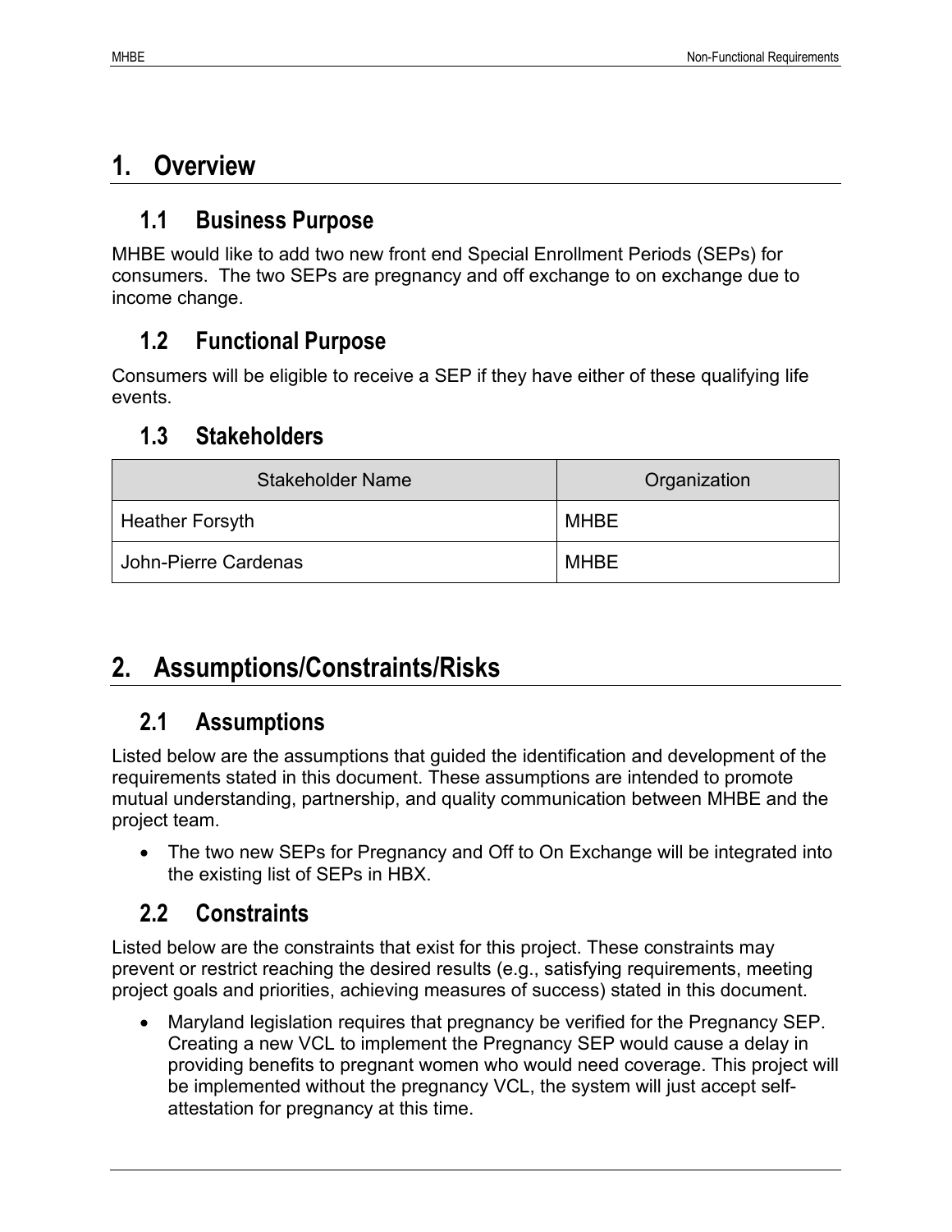# 1. Overview

## 1.1 Business Purpose

MHBE would like to add two new front end Special Enrollment Periods (SEPs) for consumers. The two SEPs are pregnancy and off exchange to on exchange due to income change.

## 1.2 Functional Purpose

Consumers will be eligible to receive a SEP if they have either of these qualifying life events.

## 1.3 Stakeholders

| Stakeholder Name | Organization |
| --- | --- |
| Heather Forsyth | MHBE |
| John-Pierre Cardenas | MHBE |

# 2. Assumptions/Constraints/Risks

## 2.1 Assumptions

Listed below are the assumptions that guided the identification and development of the requirements stated in this document. These assumptions are intended to promote mutual understanding, partnership, and quality communication between MHBE and the project team.

- The two new SEPs for Pregnancy and Off to On Exchange will be integrated into the existing list of SEPs in HBX.

## 2.2 Constraints

Listed below are the constraints that exist for this project. These constraints may prevent or restrict reaching the desired results (e.g., satisfying requirements, meeting project goals and priorities, achieving measures of success) stated in this document.

- Maryland legislation requires that pregnancy be verified for the Pregnancy SEP. Creating a new VCL to implement the Pregnancy SEP would cause a delay in providing benefits to pregnant women who would need coverage. This project will be implemented without the pregnancy VCL, the system will just accept self-attestation for pregnancy at this time.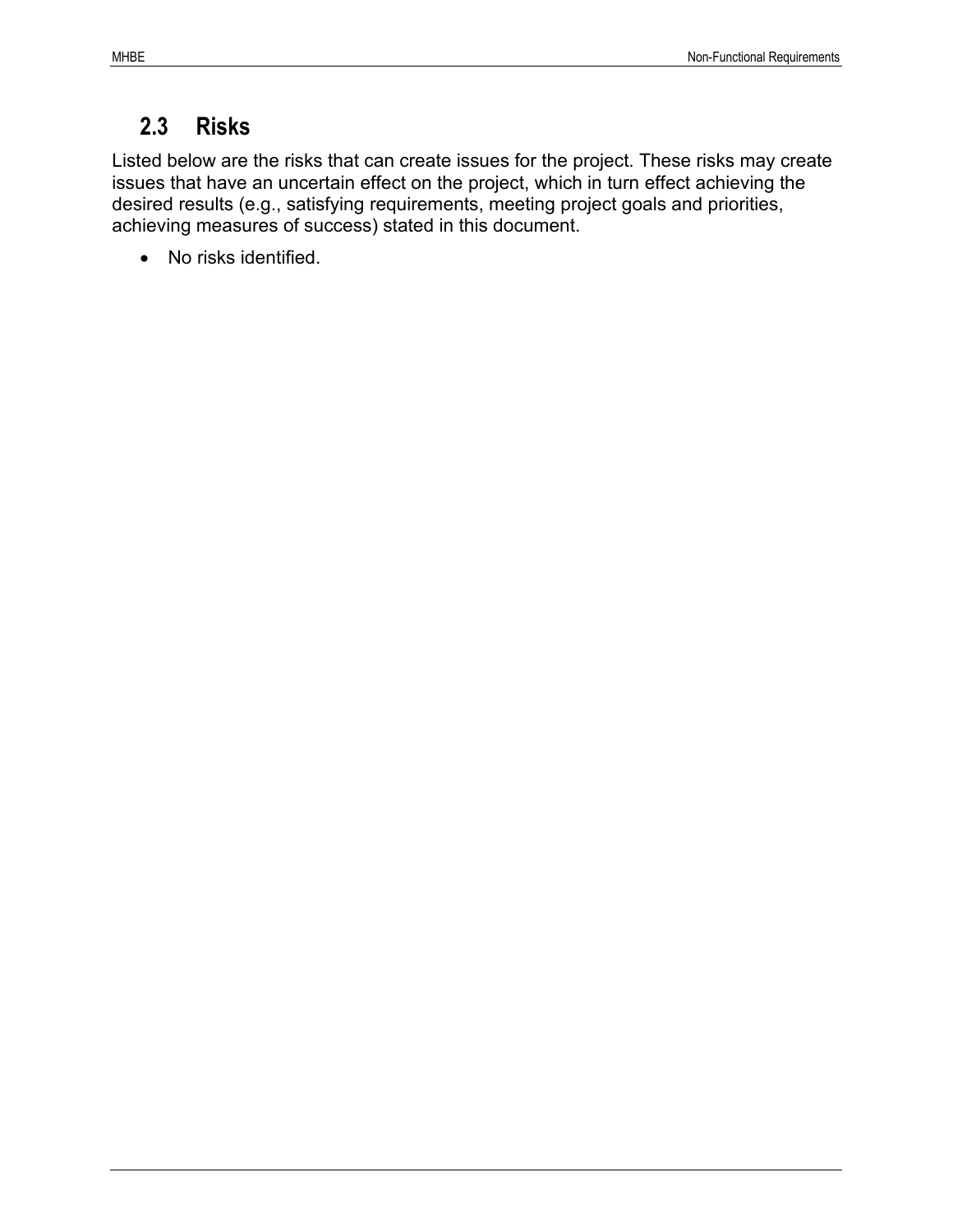## 2.3 Risks

Listed below are the risks that can create issues for the project. These risks may create issues that have an uncertain effect on the project, which in turn effect achieving the desired results (e.g., satisfying requirements, meeting project goals and priorities, achieving measures of success) stated in this document.

- No risks identified.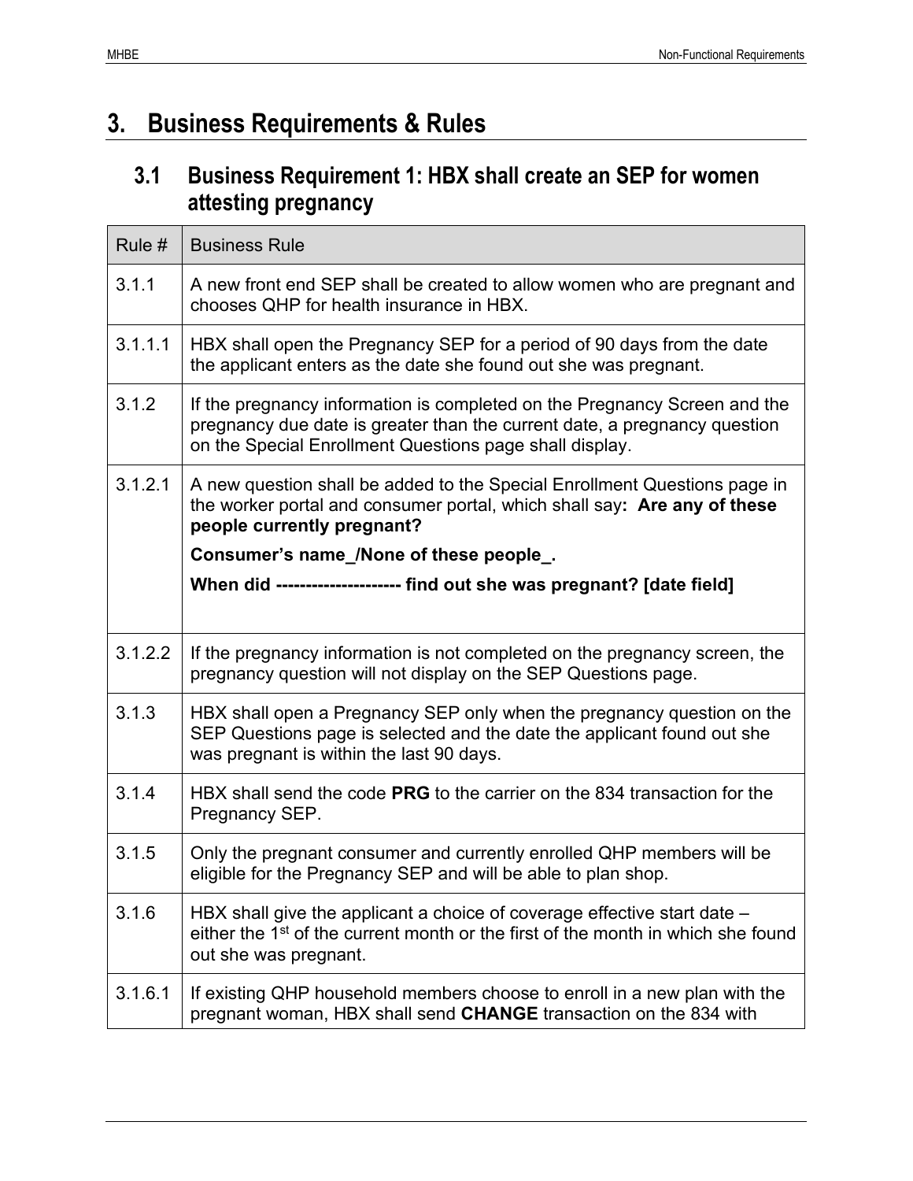# 3. Business Requirements & Rules

## 3.1 Business Requirement 1: HBX shall create an SEP for women attesting pregnancy

| Rule # | Business Rule |
|---|---|
| 3.1.1 | A new front end SEP shall be created to allow women who are pregnant and chooses QHP for health insurance in HBX. |
| 3.1.1.1 | HBX shall open the Pregnancy SEP for a period of 90 days from the date the applicant enters as the date she found out she was pregnant. |
| 3.1.2 | If the pregnancy information is completed on the Pregnancy Screen and the pregnancy due date is greater than the current date, a pregnancy question on the Special Enrollment Questions page shall display. |
| 3.1.2.1 | A new question shall be added to the Special Enrollment Questions page in the worker portal and consumer portal, which shall say**: Are any of these people currently pregnant?** <br> **Consumer's name_/None of these people_.** <br> **When did -------------------- find out she was pregnant? [date field]** |
| 3.1.2.2 | If the pregnancy information is not completed on the pregnancy screen, the pregnancy question will not display on the SEP Questions page. |
| 3.1.3 | HBX shall open a Pregnancy SEP only when the pregnancy question on the SEP Questions page is selected and the date the applicant found out she was pregnant is within the last 90 days. |
| 3.1.4 | HBX shall send the code **PRG** to the carrier on the 834 transaction for the Pregnancy SEP. |
| 3.1.5 | Only the pregnant consumer and currently enrolled QHP members will be eligible for the Pregnancy SEP and will be able to plan shop. |
| 3.1.6 | HBX shall give the applicant a choice of coverage effective start date – either the 1st of the current month or the first of the month in which she found out she was pregnant. |
| 3.1.6.1 | If existing QHP household members choose to enroll in a new plan with the pregnant woman, HBX shall send **CHANGE** transaction on the 834 with |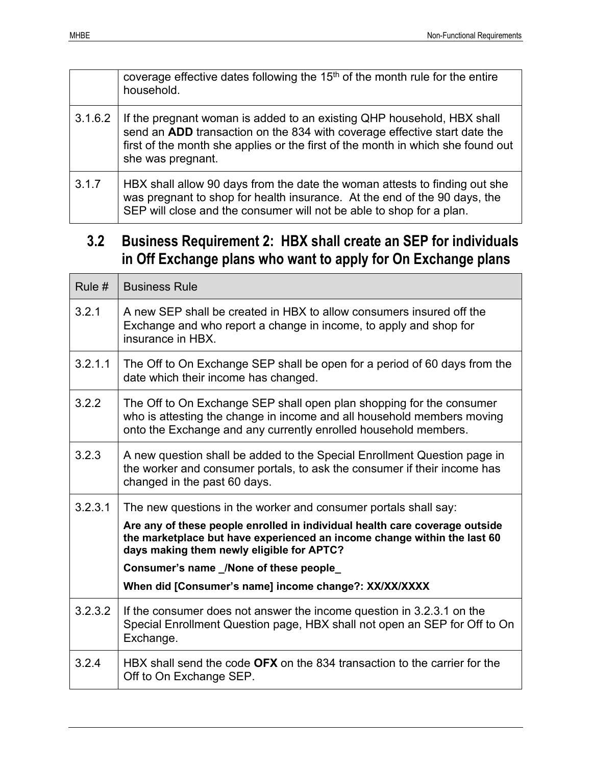| | |
|---|---|
| | coverage effective dates following the 15th of the month rule for the entire household. |
| 3.1.6.2 | If the pregnant woman is added to an existing QHP household, HBX shall send an **ADD** transaction on the 834 with coverage effective start date the first of the month she applies or the first of the month in which she found out she was pregnant. |
| 3.1.7 | HBX shall allow 90 days from the date the woman attests to finding out she was pregnant to shop for health insurance. At the end of the 90 days, the SEP will close and the consumer will not be able to shop for a plan. |

## 3.2 Business Requirement 2: HBX shall create an SEP for individuals in Off Exchange plans who want to apply for On Exchange plans

| Rule # | Business Rule |
|---|---|
| 3.2.1 | A new SEP shall be created in HBX to allow consumers insured off the Exchange and who report a change in income, to apply and shop for insurance in HBX. |
| 3.2.1.1 | The Off to On Exchange SEP shall be open for a period of 60 days from the date which their income has changed. |
| 3.2.2 | The Off to On Exchange SEP shall open plan shopping for the consumer who is attesting the change in income and all household members moving onto the Exchange and any currently enrolled household members. |
| 3.2.3 | A new question shall be added to the Special Enrollment Question page in the worker and consumer portals, to ask the consumer if their income has changed in the past 60 days. |
| 3.2.3.1 | The new questions in the worker and consumer portals shall say:<br>**Are any of these people enrolled in individual health care coverage outside the marketplace but have experienced an income change within the last 60 days making them newly eligible for APTC?**<br>**Consumer's name _/None of these people_**<br>**When did [Consumer's name] income change?: XX/XX/XXXX** |
| 3.2.3.2 | If the consumer does not answer the income question in 3.2.3.1 on the Special Enrollment Question page, HBX shall not open an SEP for Off to On Exchange. |
| 3.2.4 | HBX shall send the code **OFX** on the 834 transaction to the carrier for the Off to On Exchange SEP. |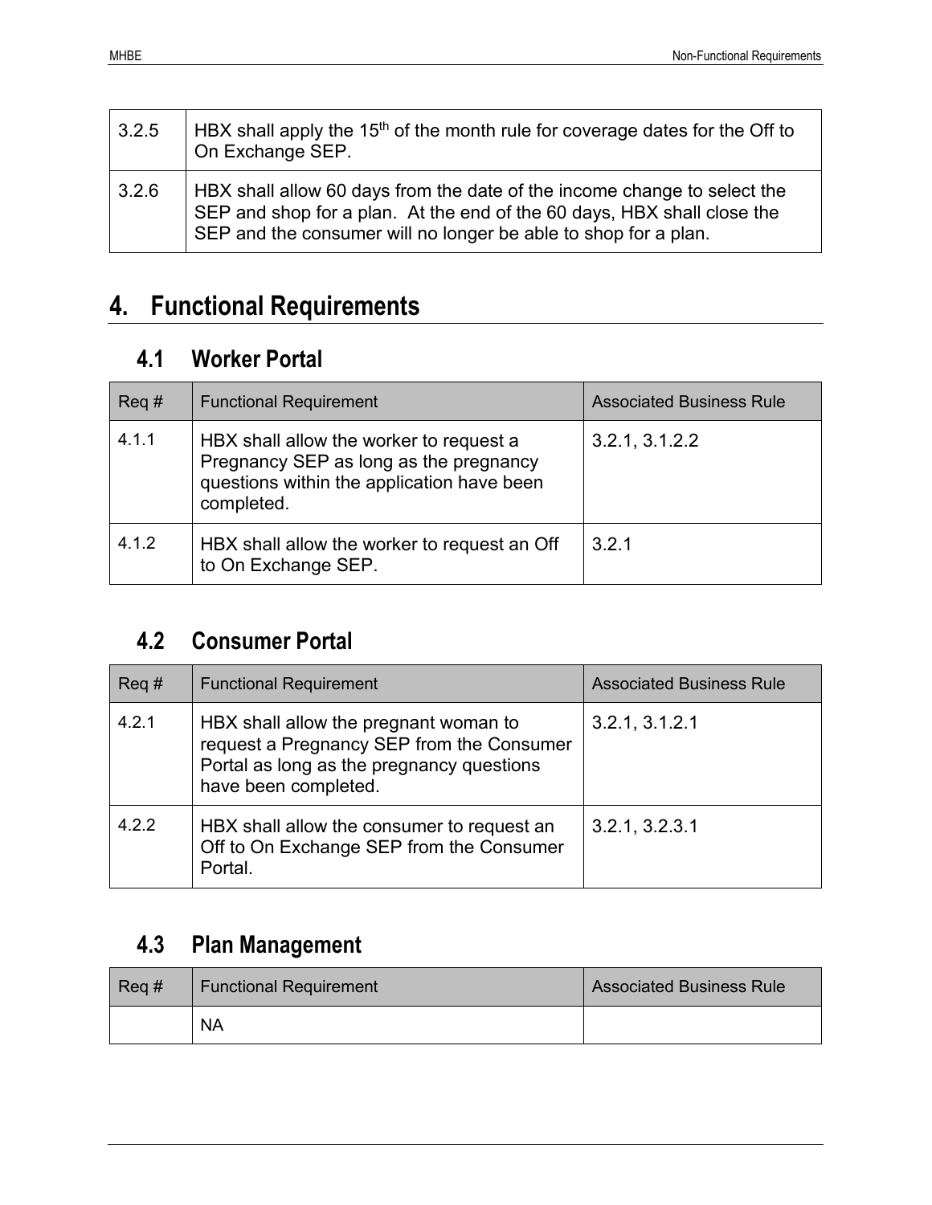| | |
|---|---|
| 3.2.5 | HBX shall apply the 15th of the month rule for coverage dates for the Off to On Exchange SEP. |
| 3.2.6 | HBX shall allow 60 days from the date of the income change to select the SEP and shop for a plan. At the end of the 60 days, HBX shall close the SEP and the consumer will no longer be able to shop for a plan. |

# 4. Functional Requirements

## 4.1 Worker Portal

| Req # | Functional Requirement | Associated Business Rule |
|---|---|---|
| 4.1.1 | HBX shall allow the worker to request a Pregnancy SEP as long as the pregnancy questions within the application have been completed. | 3.2.1, 3.1.2.2 |
| 4.1.2 | HBX shall allow the worker to request an Off to On Exchange SEP. | 3.2.1 |

## 4.2 Consumer Portal

| Req # | Functional Requirement | Associated Business Rule |
|---|---|---|
| 4.2.1 | HBX shall allow the pregnant woman to request a Pregnancy SEP from the Consumer Portal as long as the pregnancy questions have been completed. | 3.2.1, 3.1.2.1 |
| 4.2.2 | HBX shall allow the consumer to request an Off to On Exchange SEP from the Consumer Portal. | 3.2.1, 3.2.3.1 |

## 4.3 Plan Management

| Req # | Functional Requirement | Associated Business Rule |
|---|---|---|
| | NA | |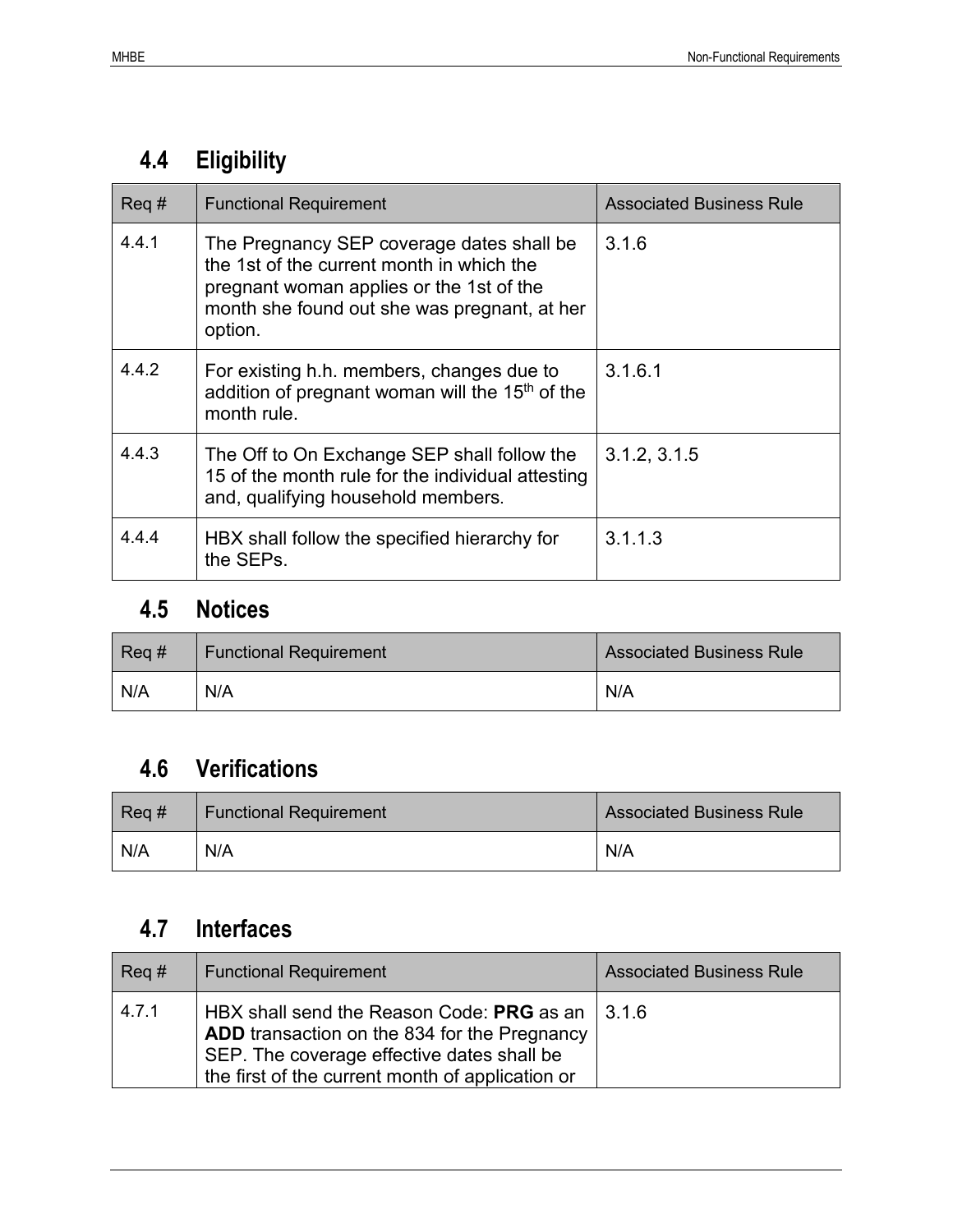## 4.4 Eligibility

| Req # | Functional Requirement | Associated Business Rule |
|---|---|---|
| 4.4.1 | The Pregnancy SEP coverage dates shall be the 1st of the current month in which the pregnant woman applies or the 1st of the month she found out she was pregnant, at her option. | 3.1.6 |
| 4.4.2 | For existing h.h. members, changes due to addition of pregnant woman will the 15th of the month rule. | 3.1.6.1 |
| 4.4.3 | The Off to On Exchange SEP shall follow the 15 of the month rule for the individual attesting and, qualifying household members. | 3.1.2, 3.1.5 |
| 4.4.4 | HBX shall follow the specified hierarchy for the SEPs. | 3.1.1.3 |

## 4.5 Notices

| Req # | Functional Requirement | Associated Business Rule |
|---|---|---|
| N/A | N/A | N/A |

## 4.6 Verifications

| Req # | Functional Requirement | Associated Business Rule |
|---|---|---|
| N/A | N/A | N/A |

## 4.7 Interfaces

| Req # | Functional Requirement | Associated Business Rule |
|---|---|---|
| 4.7.1 | HBX shall send the Reason Code: **PRG** as an **ADD** transaction on the 834 for the Pregnancy SEP. The coverage effective dates shall be the first of the current month of application or | 3.1.6 |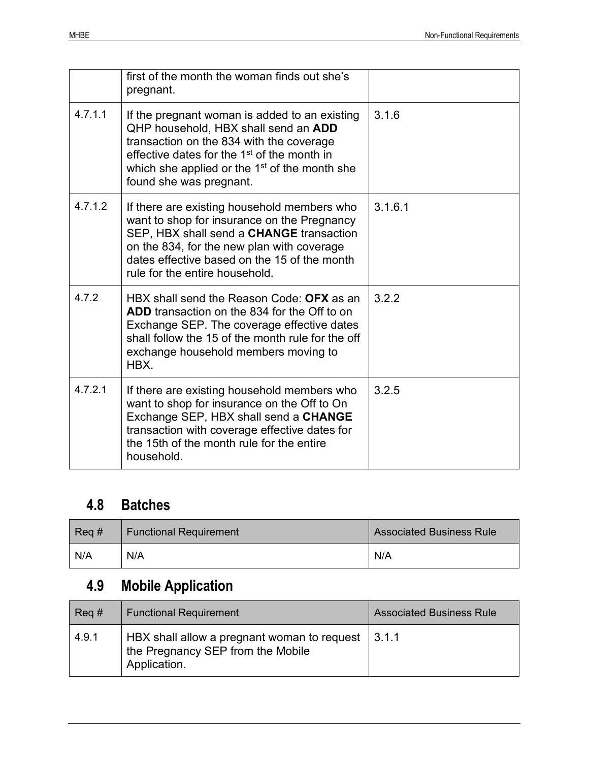| | | |
|---|---|---|
| | first of the month the woman finds out she's pregnant. | |
| 4.7.1.1 | If the pregnant woman is added to an existing QHP household, HBX shall send an **ADD** transaction on the 834 with the coverage effective dates for the 1st of the month in which she applied or the 1st of the month she found she was pregnant. | 3.1.6 |
| 4.7.1.2 | If there are existing household members who want to shop for insurance on the Pregnancy SEP, HBX shall send a **CHANGE** transaction on the 834, for the new plan with coverage dates effective based on the 15 of the month rule for the entire household. | 3.1.6.1 |
| 4.7.2 | HBX shall send the Reason Code: **OFX** as an **ADD** transaction on the 834 for the Off to on Exchange SEP. The coverage effective dates shall follow the 15 of the month rule for the off exchange household members moving to HBX. | 3.2.2 |
| 4.7.2.1 | If there are existing household members who want to shop for insurance on the Off to On Exchange SEP, HBX shall send a **CHANGE** transaction with coverage effective dates for the 15th of the month rule for the entire household. | 3.2.5 |

## 4.8 Batches

| Req # | Functional Requirement | Associated Business Rule |
|---|---|---|
| N/A | N/A | N/A |

## 4.9 Mobile Application

| Req # | Functional Requirement | Associated Business Rule |
|---|---|---|
| 4.9.1 | HBX shall allow a pregnant woman to request the Pregnancy SEP from the Mobile Application. | 3.1.1 |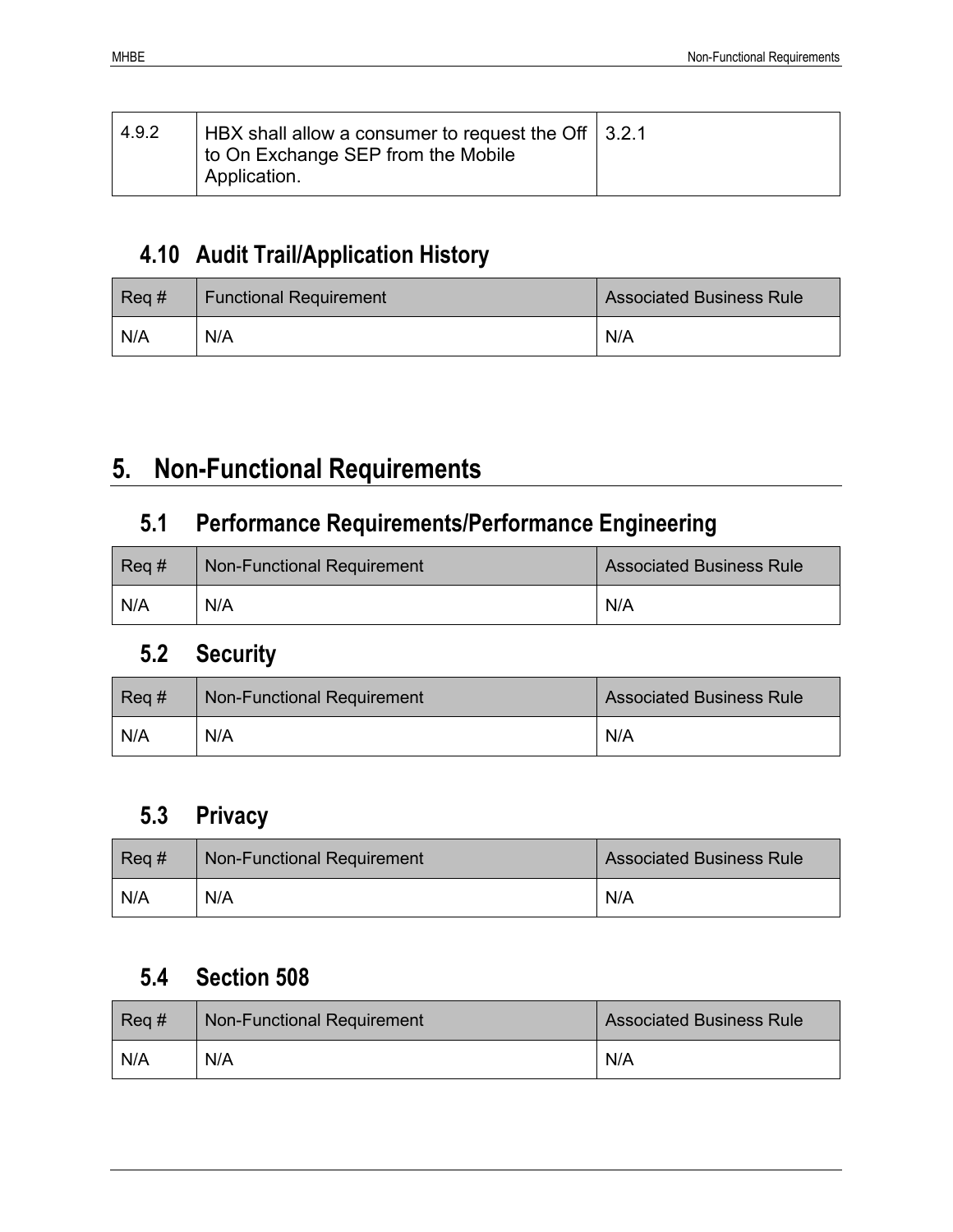| 4.9.2 | HBX shall allow a consumer to request the Off to On Exchange SEP from the Mobile Application. | 3.2.1 |
|---|---|---|

## 4.10 Audit Trail/Application History

| Req # | Functional Requirement | Associated Business Rule |
|---|---|---|
| N/A | N/A | N/A |

# 5. Non-Functional Requirements

## 5.1 Performance Requirements/Performance Engineering

| Req # | Non-Functional Requirement | Associated Business Rule |
|---|---|---|
| N/A | N/A | N/A |

## 5.2 Security

| Req # | Non-Functional Requirement | Associated Business Rule |
|---|---|---|
| N/A | N/A | N/A |

## 5.3 Privacy

| Req # | Non-Functional Requirement | Associated Business Rule |
|---|---|---|
| N/A | N/A | N/A |

## 5.4 Section 508

| Req # | Non-Functional Requirement | Associated Business Rule |
|---|---|---|
| N/A | N/A | N/A |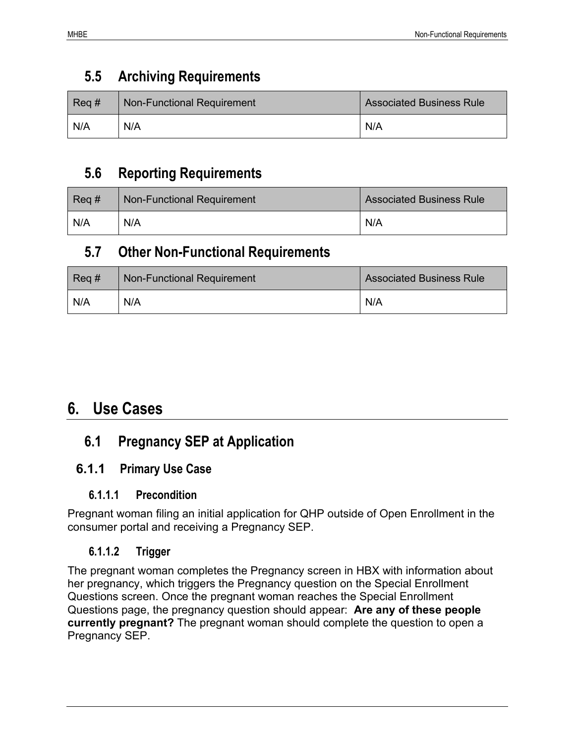## 5.5 Archiving Requirements

| Req # | Non-Functional Requirement | Associated Business Rule |
|---|---|---|
| N/A | N/A | N/A |

## 5.6 Reporting Requirements

| Req # | Non-Functional Requirement | Associated Business Rule |
|---|---|---|
| N/A | N/A | N/A |

## 5.7 Other Non-Functional Requirements

| Req # | Non-Functional Requirement | Associated Business Rule |
|---|---|---|
| N/A | N/A | N/A |

# 6. Use Cases

## 6.1 Pregnancy SEP at Application

### 6.1.1 Primary Use Case

#### 6.1.1.1 Precondition

Pregnant woman filing an initial application for QHP outside of Open Enrollment in the consumer portal and receiving a Pregnancy SEP.

#### 6.1.1.2 Trigger

The pregnant woman completes the Pregnancy screen in HBX with information about her pregnancy, which triggers the Pregnancy question on the Special Enrollment Questions screen. Once the pregnant woman reaches the Special Enrollment Questions page, the pregnancy question should appear: **Are any of these people currently pregnant?** The pregnant woman should complete the question to open a Pregnancy SEP.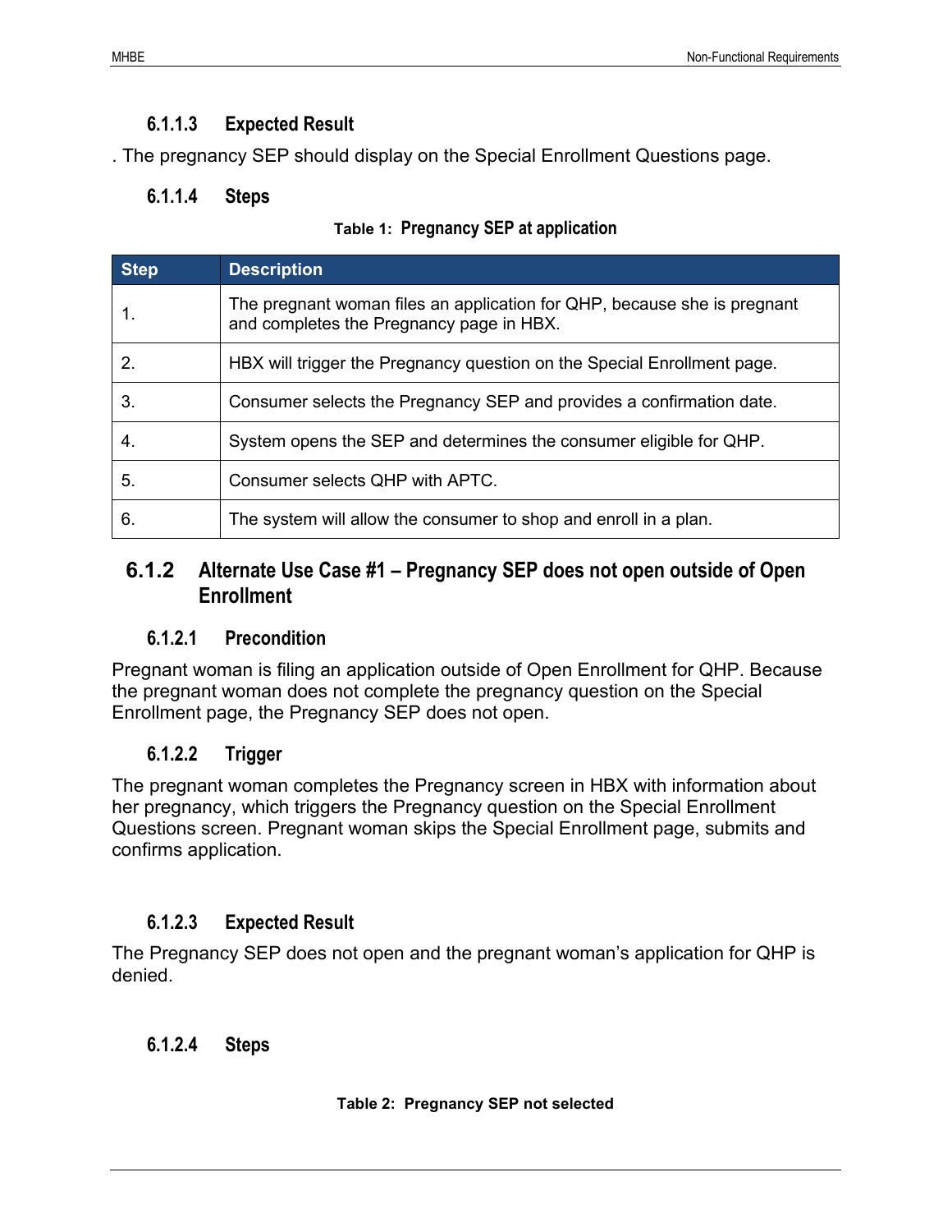#### 6.1.1.3 Expected Result

. The pregnancy SEP should display on the Special Enrollment Questions page.

#### 6.1.1.4 Steps

**Table 1: Pregnancy SEP at application**

| Step | Description |
| --- | --- |
| 1. | The pregnant woman files an application for QHP, because she is pregnant and completes the Pregnancy page in HBX. |
| 2. | HBX will trigger the Pregnancy question on the Special Enrollment page. |
| 3. | Consumer selects the Pregnancy SEP and provides a confirmation date. |
| 4. | System opens the SEP and determines the consumer eligible for QHP. |
| 5. | Consumer selects QHP with APTC. |
| 6. | The system will allow the consumer to shop and enroll in a plan. |

### 6.1.2 Alternate Use Case #1 – Pregnancy SEP does not open outside of Open Enrollment

#### 6.1.2.1 Precondition

Pregnant woman is filing an application outside of Open Enrollment for QHP. Because the pregnant woman does not complete the pregnancy question on the Special Enrollment page, the Pregnancy SEP does not open.

#### 6.1.2.2 Trigger

The pregnant woman completes the Pregnancy screen in HBX with information about her pregnancy, which triggers the Pregnancy question on the Special Enrollment Questions screen. Pregnant woman skips the Special Enrollment page, submits and confirms application.

#### 6.1.2.3 Expected Result

The Pregnancy SEP does not open and the pregnant woman's application for QHP is denied.

#### 6.1.2.4 Steps

**Table 2: Pregnancy SEP not selected**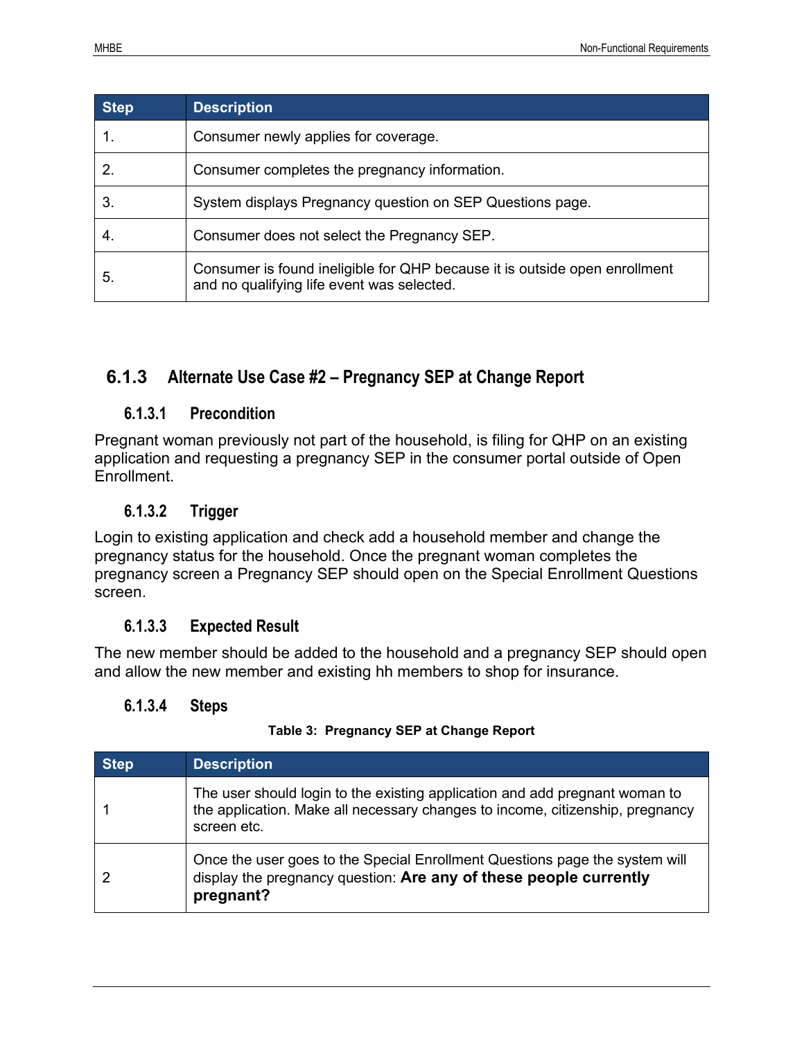| Step | Description |
|---|---|
| 1. | Consumer newly applies for coverage. |
| 2. | Consumer completes the pregnancy information. |
| 3. | System displays Pregnancy question on SEP Questions page. |
| 4. | Consumer does not select the Pregnancy SEP. |
| 5. | Consumer is found ineligible for QHP because it is outside open enrollment and no qualifying life event was selected. |

### 6.1.3 Alternate Use Case #2 – Pregnancy SEP at Change Report

#### 6.1.3.1 Precondition

Pregnant woman previously not part of the household, is filing for QHP on an existing application and requesting a pregnancy SEP in the consumer portal outside of Open Enrollment.

#### 6.1.3.2 Trigger

Login to existing application and check add a household member and change the pregnancy status for the household. Once the pregnant woman completes the pregnancy screen a Pregnancy SEP should open on the Special Enrollment Questions screen.

#### 6.1.3.3 Expected Result

The new member should be added to the household and a pregnancy SEP should open and allow the new member and existing hh members to shop for insurance.

#### 6.1.3.4 Steps

**Table 3: Pregnancy SEP at Change Report**

| Step | Description |
|---|---|
| 1 | The user should login to the existing application and add pregnant woman to the application. Make all necessary changes to income, citizenship, pregnancy screen etc. |
| 2 | Once the user goes to the Special Enrollment Questions page the system will display the pregnancy question: **Are any of these people currently pregnant?** |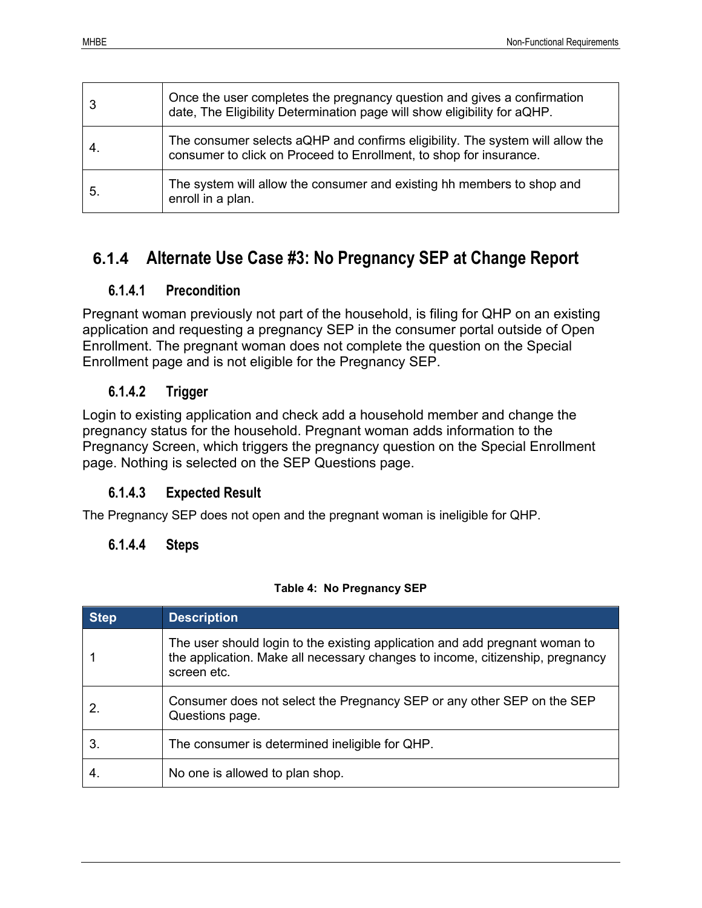| | |
|---|---|
| 3 | Once the user completes the pregnancy question and gives a confirmation date, The Eligibility Determination page will show eligibility for aQHP. |
| 4. | The consumer selects aQHP and confirms eligibility. The system will allow the consumer to click on Proceed to Enrollment, to shop for insurance. |
| 5. | The system will allow the consumer and existing hh members to shop and enroll in a plan. |

### 6.1.4 Alternate Use Case #3: No Pregnancy SEP at Change Report

#### 6.1.4.1 Precondition

Pregnant woman previously not part of the household, is filing for QHP on an existing application and requesting a pregnancy SEP in the consumer portal outside of Open Enrollment. The pregnant woman does not complete the question on the Special Enrollment page and is not eligible for the Pregnancy SEP.

#### 6.1.4.2 Trigger

Login to existing application and check add a household member and change the pregnancy status for the household. Pregnant woman adds information to the Pregnancy Screen, which triggers the pregnancy question on the Special Enrollment page. Nothing is selected on the SEP Questions page.

#### 6.1.4.3 Expected Result

The Pregnancy SEP does not open and the pregnant woman is ineligible for QHP.

#### 6.1.4.4 Steps

**Table 4: No Pregnancy SEP**

| Step | Description |
|---|---|
| 1 | The user should login to the existing application and add pregnant woman to the application. Make all necessary changes to income, citizenship, pregnancy screen etc. |
| 2. | Consumer does not select the Pregnancy SEP or any other SEP on the SEP Questions page. |
| 3. | The consumer is determined ineligible for QHP. |
| 4. | No one is allowed to plan shop. |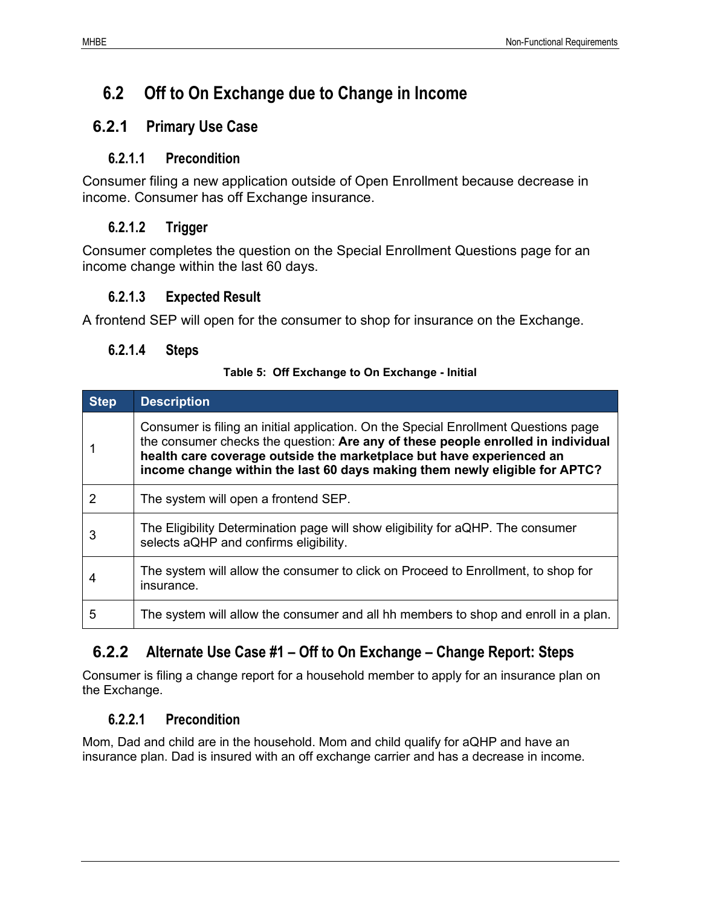## 6.2 Off to On Exchange due to Change in Income

### 6.2.1 Primary Use Case

#### 6.2.1.1 Precondition

Consumer filing a new application outside of Open Enrollment because decrease in income. Consumer has off Exchange insurance.

#### 6.2.1.2 Trigger

Consumer completes the question on the Special Enrollment Questions page for an income change within the last 60 days.

#### 6.2.1.3 Expected Result

A frontend SEP will open for the consumer to shop for insurance on the Exchange.

#### 6.2.1.4 Steps

**Table 5: Off Exchange to On Exchange - Initial**

| Step | Description |
|---|---|
| 1 | Consumer is filing an initial application. On the Special Enrollment Questions page the consumer checks the question: **Are any of these people enrolled in individual health care coverage outside the marketplace but have experienced an income change within the last 60 days making them newly eligible for APTC?** |
| 2 | The system will open a frontend SEP. |
| 3 | The Eligibility Determination page will show eligibility for aQHP. The consumer selects aQHP and confirms eligibility. |
| 4 | The system will allow the consumer to click on Proceed to Enrollment, to shop for insurance. |
| 5 | The system will allow the consumer and all hh members to shop and enroll in a plan. |

### 6.2.2 Alternate Use Case #1 – Off to On Exchange – Change Report: Steps

Consumer is filing a change report for a household member to apply for an insurance plan on the Exchange.

#### 6.2.2.1 Precondition

Mom, Dad and child are in the household. Mom and child qualify for aQHP and have an insurance plan. Dad is insured with an off exchange carrier and has a decrease in income.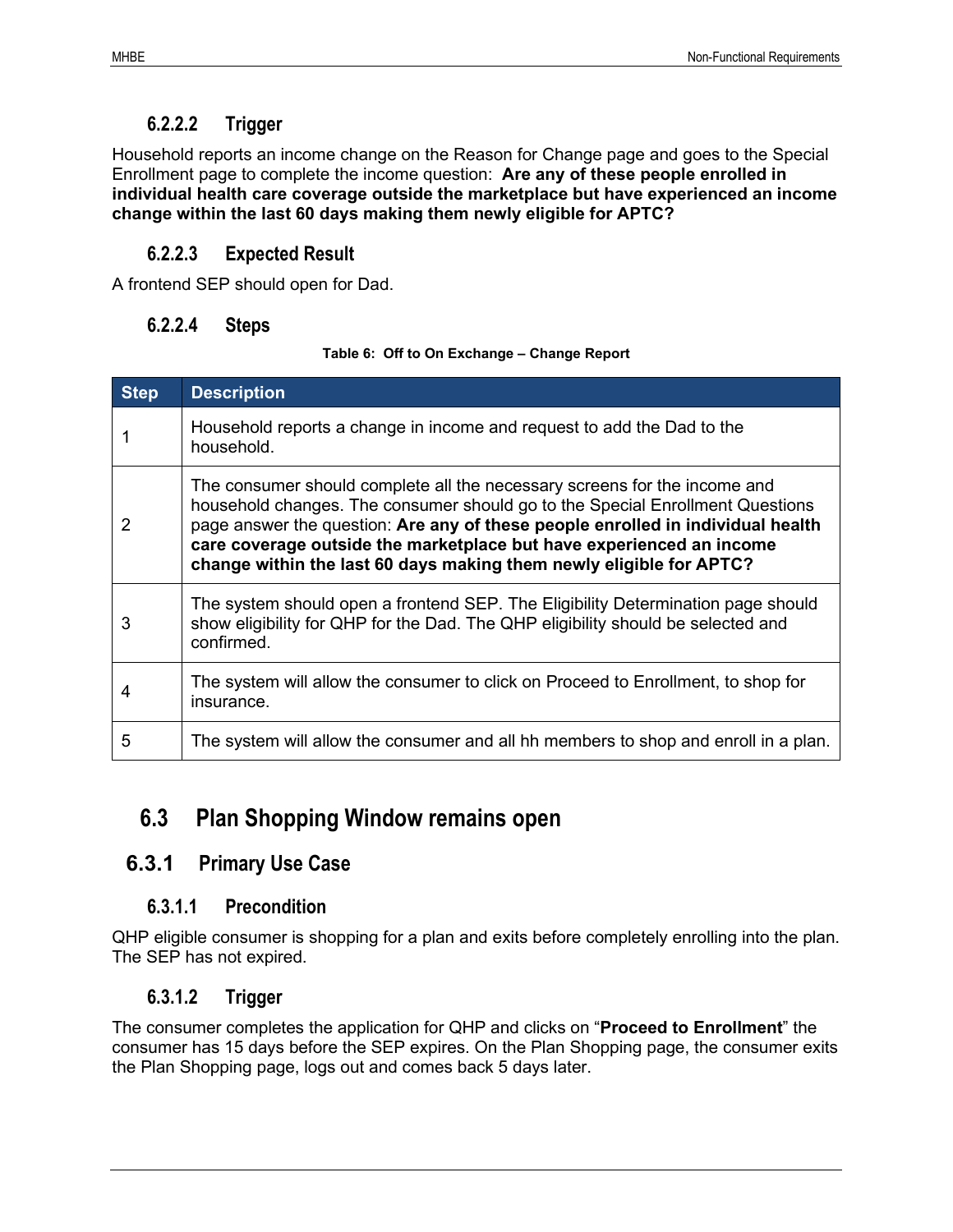#### 6.2.2.2 Trigger

Household reports an income change on the Reason for Change page and goes to the Special Enrollment page to complete the income question: **Are any of these people enrolled in individual health care coverage outside the marketplace but have experienced an income change within the last 60 days making them newly eligible for APTC?**

#### 6.2.2.3 Expected Result

A frontend SEP should open for Dad.

#### 6.2.2.4 Steps

**Table 6: Off to On Exchange – Change Report**

| Step | Description |
|---|---|
| 1 | Household reports a change in income and request to add the Dad to the household. |
| 2 | The consumer should complete all the necessary screens for the income and household changes. The consumer should go to the Special Enrollment Questions page answer the question: **Are any of these people enrolled in individual health care coverage outside the marketplace but have experienced an income change within the last 60 days making them newly eligible for APTC?** |
| 3 | The system should open a frontend SEP. The Eligibility Determination page should show eligibility for QHP for the Dad. The QHP eligibility should be selected and confirmed. |
| 4 | The system will allow the consumer to click on Proceed to Enrollment, to shop for insurance. |
| 5 | The system will allow the consumer and all hh members to shop and enroll in a plan. |

## 6.3 Plan Shopping Window remains open

### 6.3.1 Primary Use Case

#### 6.3.1.1 Precondition

QHP eligible consumer is shopping for a plan and exits before completely enrolling into the plan. The SEP has not expired.

#### 6.3.1.2 Trigger

The consumer completes the application for QHP and clicks on "**Proceed to Enrollment**" the consumer has 15 days before the SEP expires. On the Plan Shopping page, the consumer exits the Plan Shopping page, logs out and comes back 5 days later.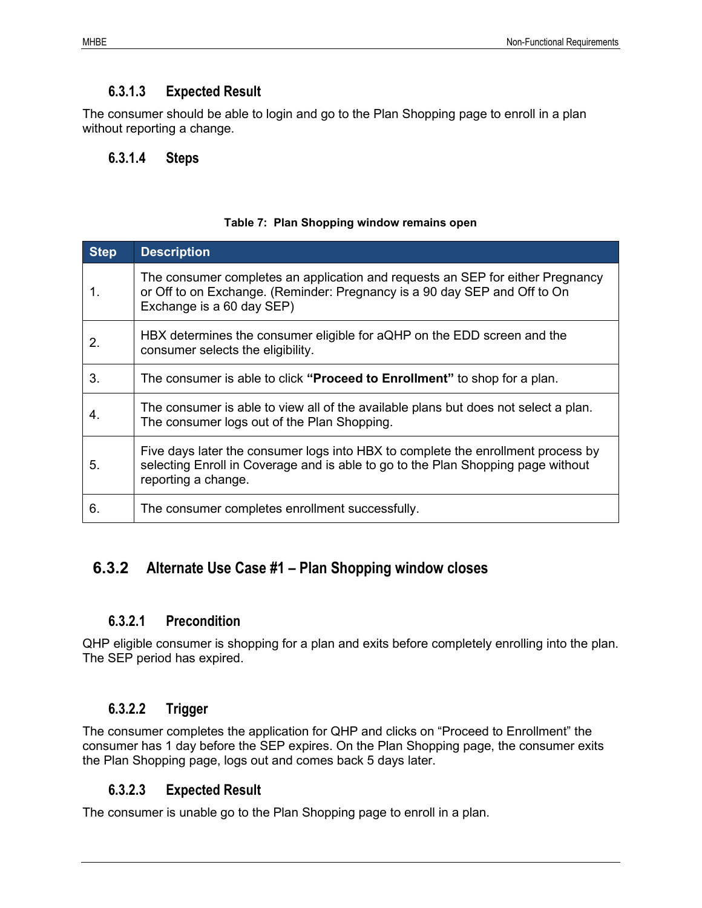#### 6.3.1.3 Expected Result

The consumer should be able to login and go to the Plan Shopping page to enroll in a plan without reporting a change.

#### 6.3.1.4 Steps

**Table 7: Plan Shopping window remains open**

| Step | Description |
|---|---|
| 1. | The consumer completes an application and requests an SEP for either Pregnancy or Off to on Exchange. (Reminder: Pregnancy is a 90 day SEP and Off to On Exchange is a 60 day SEP) |
| 2. | HBX determines the consumer eligible for aQHP on the EDD screen and the consumer selects the eligibility. |
| 3. | The consumer is able to click **"Proceed to Enrollment"** to shop for a plan. |
| 4. | The consumer is able to view all of the available plans but does not select a plan. The consumer logs out of the Plan Shopping. |
| 5. | Five days later the consumer logs into HBX to complete the enrollment process by selecting Enroll in Coverage and is able to go to the Plan Shopping page without reporting a change. |
| 6. | The consumer completes enrollment successfully. |

### 6.3.2 Alternate Use Case #1 – Plan Shopping window closes

#### 6.3.2.1 Precondition

QHP eligible consumer is shopping for a plan and exits before completely enrolling into the plan. The SEP period has expired.

#### 6.3.2.2 Trigger

The consumer completes the application for QHP and clicks on "Proceed to Enrollment" the consumer has 1 day before the SEP expires. On the Plan Shopping page, the consumer exits the Plan Shopping page, logs out and comes back 5 days later.

#### 6.3.2.3 Expected Result

The consumer is unable go to the Plan Shopping page to enroll in a plan.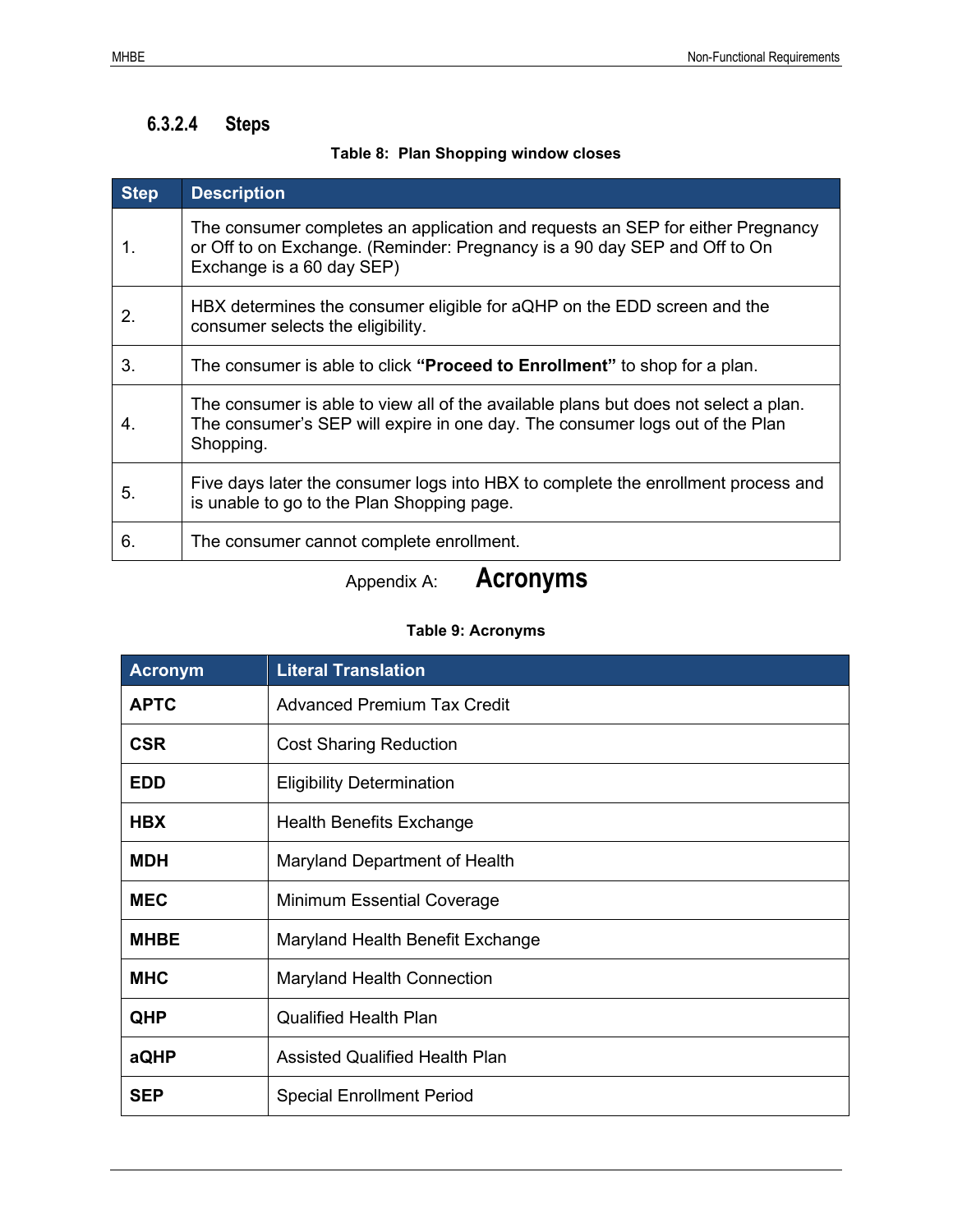#### 6.3.2.4 Steps

**Table 8: Plan Shopping window closes**

| Step | Description |
|---|---|
| 1. | The consumer completes an application and requests an SEP for either Pregnancy or Off to on Exchange. (Reminder: Pregnancy is a 90 day SEP and Off to On Exchange is a 60 day SEP) |
| 2. | HBX determines the consumer eligible for aQHP on the EDD screen and the consumer selects the eligibility. |
| 3. | The consumer is able to click **"Proceed to Enrollment"** to shop for a plan. |
| 4. | The consumer is able to view all of the available plans but does not select a plan. The consumer's SEP will expire in one day. The consumer logs out of the Plan Shopping. |
| 5. | Five days later the consumer logs into HBX to complete the enrollment process and is unable to go to the Plan Shopping page. |
| 6. | The consumer cannot complete enrollment. |

# Appendix A: Acronyms

**Table 9: Acronyms**

| Acronym | Literal Translation |
|---|---|
| **APTC** | Advanced Premium Tax Credit |
| **CSR** | Cost Sharing Reduction |
| **EDD** | Eligibility Determination |
| **HBX** | Health Benefits Exchange |
| **MDH** | Maryland Department of Health |
| **MEC** | Minimum Essential Coverage |
| **MHBE** | Maryland Health Benefit Exchange |
| **MHC** | Maryland Health Connection |
| **QHP** | Qualified Health Plan |
| **aQHP** | Assisted Qualified Health Plan |
| **SEP** | Special Enrollment Period |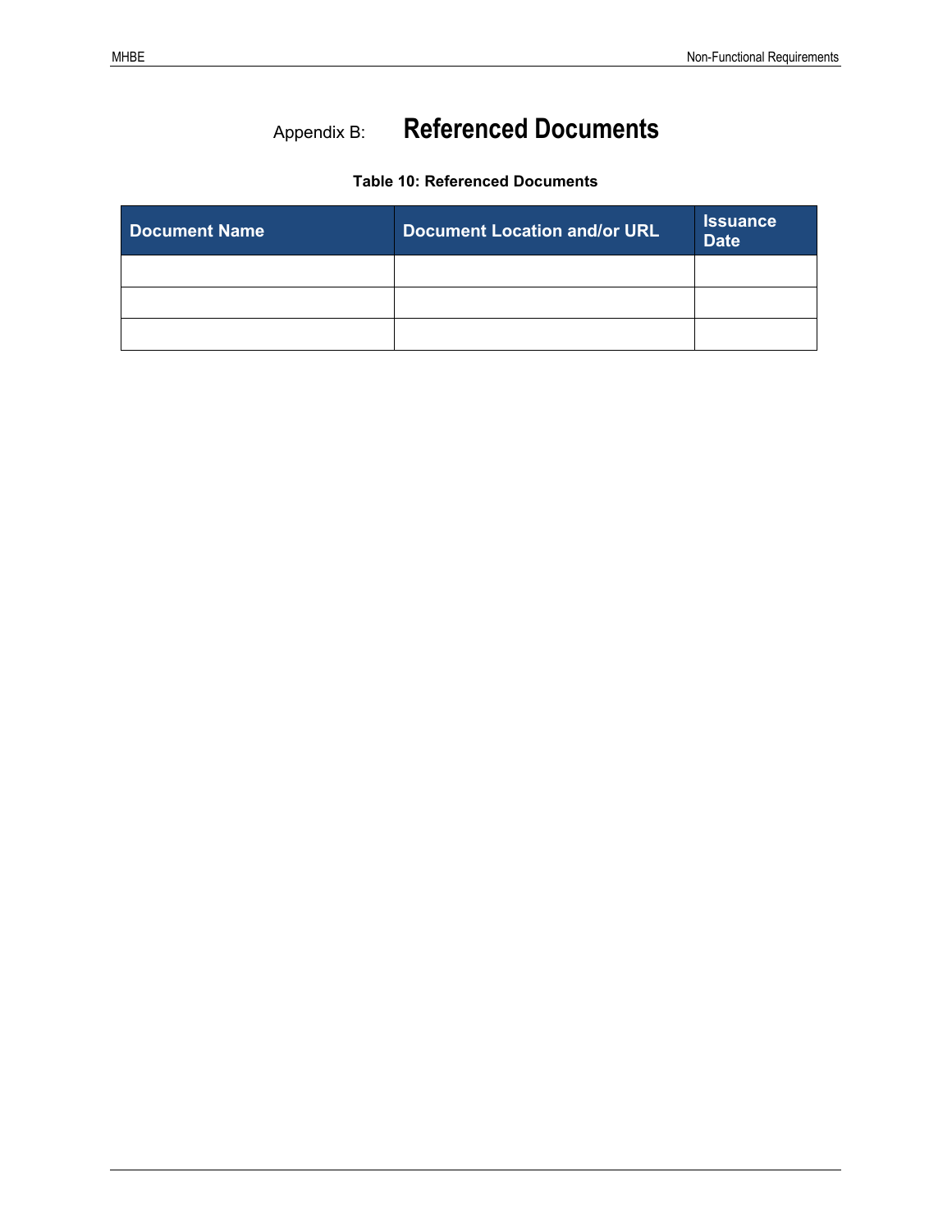# Appendix B: Referenced Documents

**Table 10: Referenced Documents**

| Document Name | Document Location and/or URL | Issuance Date |
| --- | --- | --- |
| | | |
| | | |
| | | |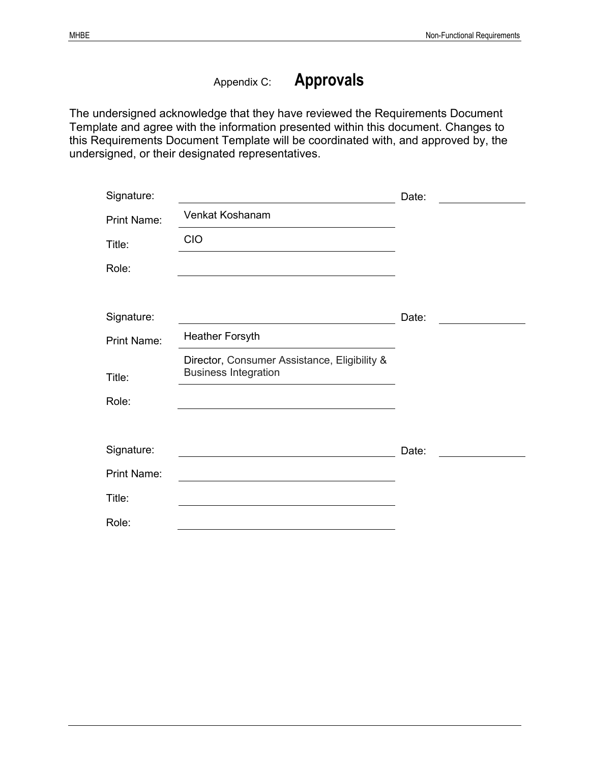# Appendix C: Approvals

The undersigned acknowledge that they have reviewed the Requirements Document Template and agree with the information presented within this document. Changes to this Requirements Document Template will be coordinated with, and approved by, the undersigned, or their designated representatives.

| | | | |
|---|---|---|---|
| Signature: | | Date: | |
| Print Name: | Venkat Koshanam | | |
| Title: | CIO | | |
| Role: | | | |

| | | | |
|---|---|---|---|
| Signature: | | Date: | |
| Print Name: | Heather Forsyth | | |
| Title: | Director, Consumer Assistance, Eligibility & Business Integration | | |
| Role: | | | |

| | | | |
|---|---|---|---|
| Signature: | | Date: | |
| Print Name: | | | |
| Title: | | | |
| Role: | | | |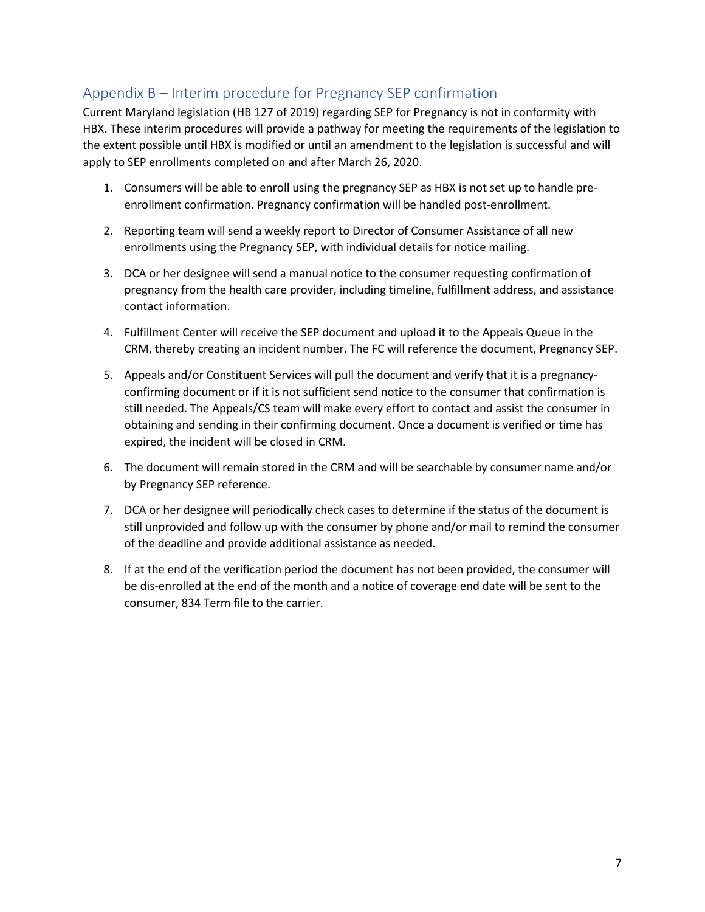## Appendix B – Interim procedure for Pregnancy SEP confirmation

Current Maryland legislation (HB 127 of 2019) regarding SEP for Pregnancy is not in conformity with HBX. These interim procedures will provide a pathway for meeting the requirements of the legislation to the extent possible until HBX is modified or until an amendment to the legislation is successful and will apply to SEP enrollments completed on and after March 26, 2020.

1. Consumers will be able to enroll using the pregnancy SEP as HBX is not set up to handle pre-enrollment confirmation. Pregnancy confirmation will be handled post-enrollment.

2. Reporting team will send a weekly report to Director of Consumer Assistance of all new enrollments using the Pregnancy SEP, with individual details for notice mailing.

3. DCA or her designee will send a manual notice to the consumer requesting confirmation of pregnancy from the health care provider, including timeline, fulfillment address, and assistance contact information.

4. Fulfillment Center will receive the SEP document and upload it to the Appeals Queue in the CRM, thereby creating an incident number. The FC will reference the document, Pregnancy SEP.

5. Appeals and/or Constituent Services will pull the document and verify that it is a pregnancy-confirming document or if it is not sufficient send notice to the consumer that confirmation is still needed. The Appeals/CS team will make every effort to contact and assist the consumer in obtaining and sending in their confirming document. Once a document is verified or time has expired, the incident will be closed in CRM.

6. The document will remain stored in the CRM and will be searchable by consumer name and/or by Pregnancy SEP reference.

7. DCA or her designee will periodically check cases to determine if the status of the document is still unprovided and follow up with the consumer by phone and/or mail to remind the consumer of the deadline and provide additional assistance as needed.

8. If at the end of the verification period the document has not been provided, the consumer will be dis-enrolled at the end of the month and a notice of coverage end date will be sent to the consumer, 834 Term file to the carrier.